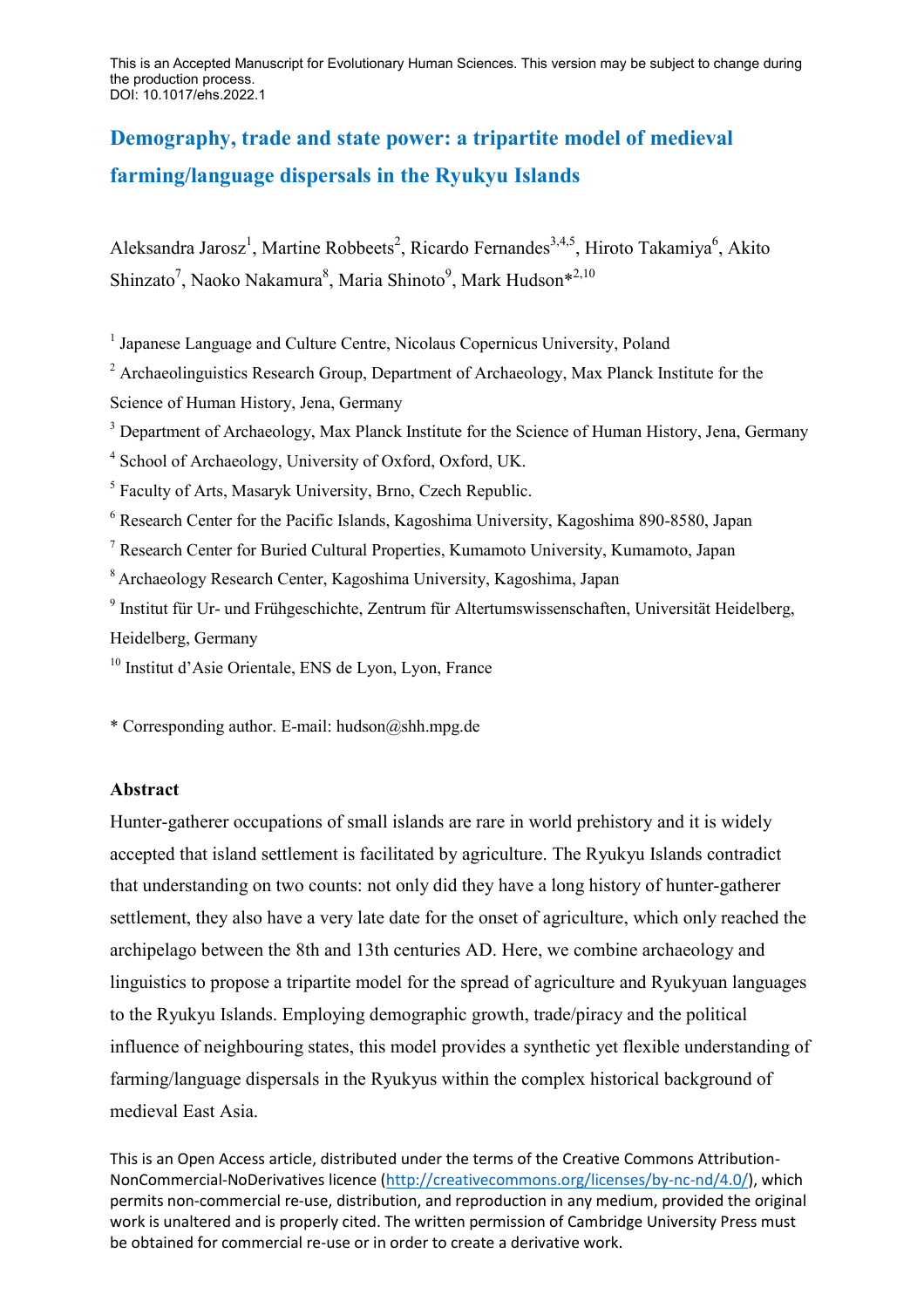This is an Accepted Manuscript for Evolutionary Human Sciences. This version may be subject to change during the production process.
DOI: 10.1017/ehs.2022.1

# Demography, trade and state power: a tripartite model of medieval farming/language dispersals in the Ryukyu Islands

Aleksandra Jarosz[1], Martine Robbeets[2], Ricardo Fernandes[3,4,5], Hiroto Takamiya[6], Akito Shinzato[7], Naoko Nakamura[8], Maria Shinoto[9], Mark Hudson*[2,10]

[1] Japanese Language and Culture Centre, Nicolaus Copernicus University, Poland

[2] Archaeolinguistics Research Group, Department of Archaeology, Max Planck Institute for the Science of Human History, Jena, Germany

[3] Department of Archaeology, Max Planck Institute for the Science of Human History, Jena, Germany

[4] School of Archaeology, University of Oxford, Oxford, UK.

[5] Faculty of Arts, Masaryk University, Brno, Czech Republic.

[6] Research Center for the Pacific Islands, Kagoshima University, Kagoshima 890-8580, Japan

[7] Research Center for Buried Cultural Properties, Kumamoto University, Kumamoto, Japan

[8] Archaeology Research Center, Kagoshima University, Kagoshima, Japan

[9] Institut für Ur- und Frühgeschichte, Zentrum für Altertumswissenschaften, Universität Heidelberg, Heidelberg, Germany

[10] Institut d'Asie Orientale, ENS de Lyon, Lyon, France

* Corresponding author. E-mail: hudson@shh.mpg.de

## Abstract

Hunter-gatherer occupations of small islands are rare in world prehistory and it is widely accepted that island settlement is facilitated by agriculture. The Ryukyu Islands contradict that understanding on two counts: not only did they have a long history of hunter-gatherer settlement, they also have a very late date for the onset of agriculture, which only reached the archipelago between the 8th and 13th centuries AD. Here, we combine archaeology and linguistics to propose a tripartite model for the spread of agriculture and Ryukyuan languages to the Ryukyu Islands. Employing demographic growth, trade/piracy and the political influence of neighbouring states, this model provides a synthetic yet flexible understanding of farming/language dispersals in the Ryukyus within the complex historical background of medieval East Asia.

This is an Open Access article, distributed under the terms of the Creative Commons Attribution-NonCommercial-NoDerivatives licence (http://creativecommons.org/licenses/by-nc-nd/4.0/), which permits non-commercial re-use, distribution, and reproduction in any medium, provided the original work is unaltered and is properly cited. The written permission of Cambridge University Press must be obtained for commercial re-use or in order to create a derivative work.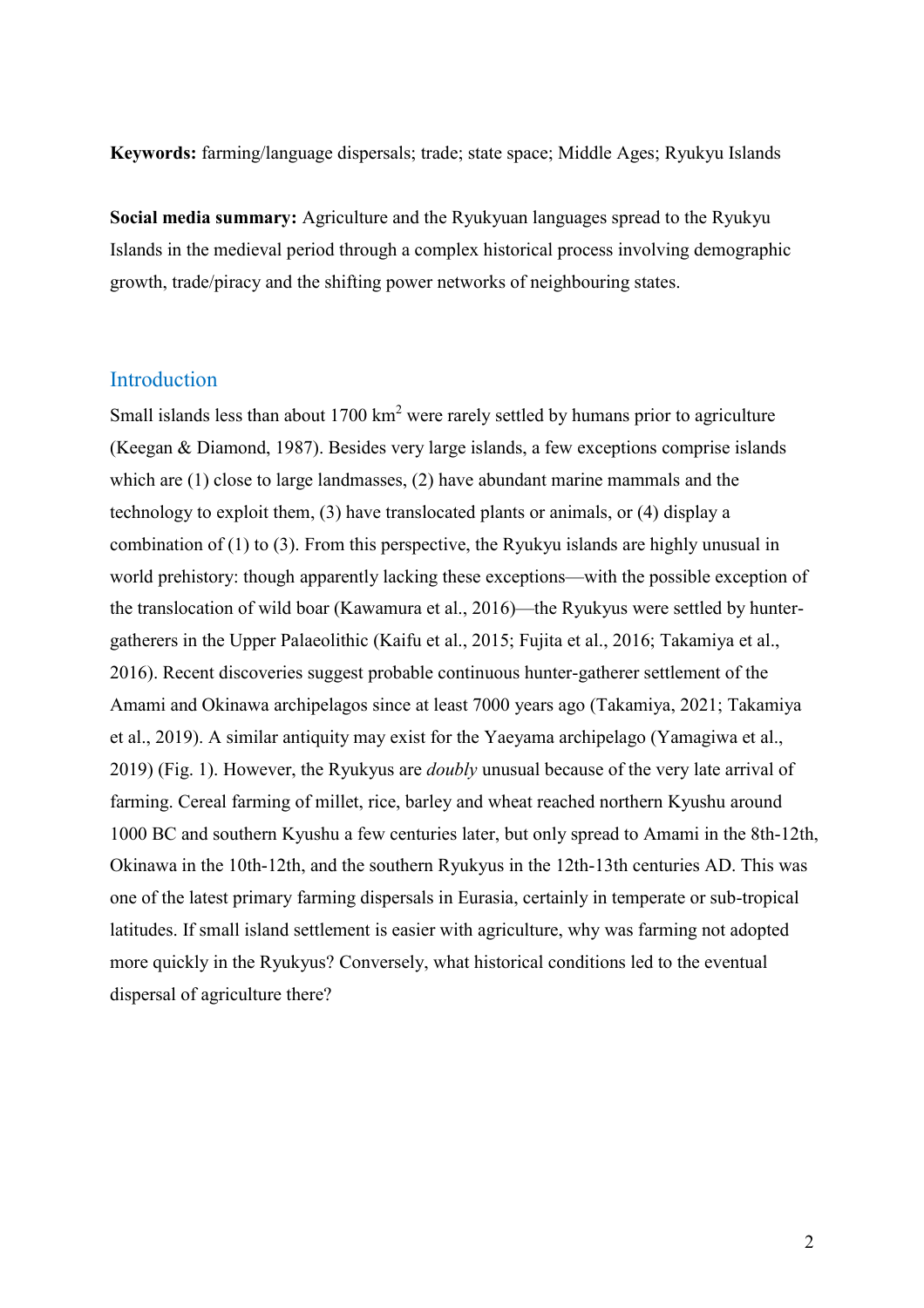**Keywords:** farming/language dispersals; trade; state space; Middle Ages; Ryukyu Islands

**Social media summary:** Agriculture and the Ryukyuan languages spread to the Ryukyu Islands in the medieval period through a complex historical process involving demographic growth, trade/piracy and the shifting power networks of neighbouring states.

## Introduction

Small islands less than about 1700 km$^2$ were rarely settled by humans prior to agriculture (Keegan & Diamond, 1987). Besides very large islands, a few exceptions comprise islands which are (1) close to large landmasses, (2) have abundant marine mammals and the technology to exploit them, (3) have translocated plants or animals, or (4) display a combination of (1) to (3). From this perspective, the Ryukyu islands are highly unusual in world prehistory: though apparently lacking these exceptions—with the possible exception of the translocation of wild boar (Kawamura et al., 2016)—the Ryukyus were settled by hunter-gatherers in the Upper Palaeolithic (Kaifu et al., 2015; Fujita et al., 2016; Takamiya et al., 2016). Recent discoveries suggest probable continuous hunter-gatherer settlement of the Amami and Okinawa archipelagos since at least 7000 years ago (Takamiya, 2021; Takamiya et al., 2019). A similar antiquity may exist for the Yaeyama archipelago (Yamagiwa et al., 2019) (Fig. 1). However, the Ryukyus are *doubly* unusual because of the very late arrival of farming. Cereal farming of millet, rice, barley and wheat reached northern Kyushu around 1000 BC and southern Kyushu a few centuries later, but only spread to Amami in the 8th-12th, Okinawa in the 10th-12th, and the southern Ryukyus in the 12th-13th centuries AD. This was one of the latest primary farming dispersals in Eurasia, certainly in temperate or sub-tropical latitudes. If small island settlement is easier with agriculture, why was farming not adopted more quickly in the Ryukyus? Conversely, what historical conditions led to the eventual dispersal of agriculture there?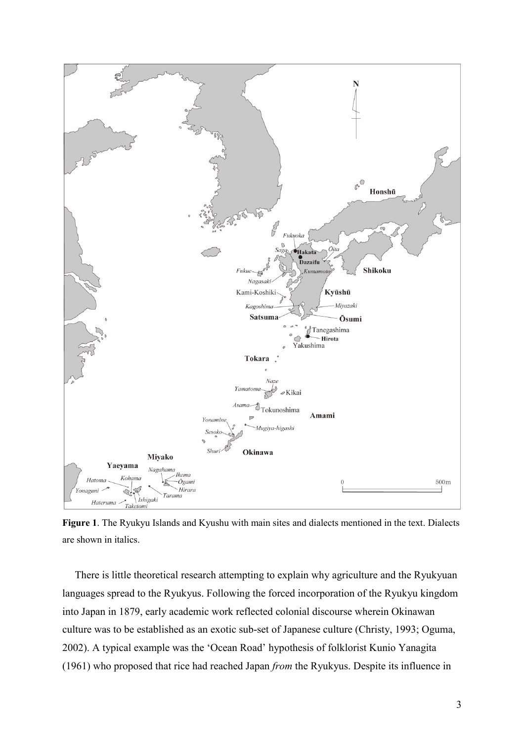**Figure 1**. The Ryukyu Islands and Kyushu with main sites and dialects mentioned in the text. Dialects are shown in italics.

There is little theoretical research attempting to explain why agriculture and the Ryukyuan languages spread to the Ryukyus. Following the forced incorporation of the Ryukyu kingdom into Japan in 1879, early academic work reflected colonial discourse wherein Okinawan culture was to be established as an exotic sub-set of Japanese culture (Christy, 1993; Oguma, 2002). A typical example was the 'Ocean Road' hypothesis of folklorist Kunio Yanagita (1961) who proposed that rice had reached Japan *from* the Ryukyus. Despite its influence in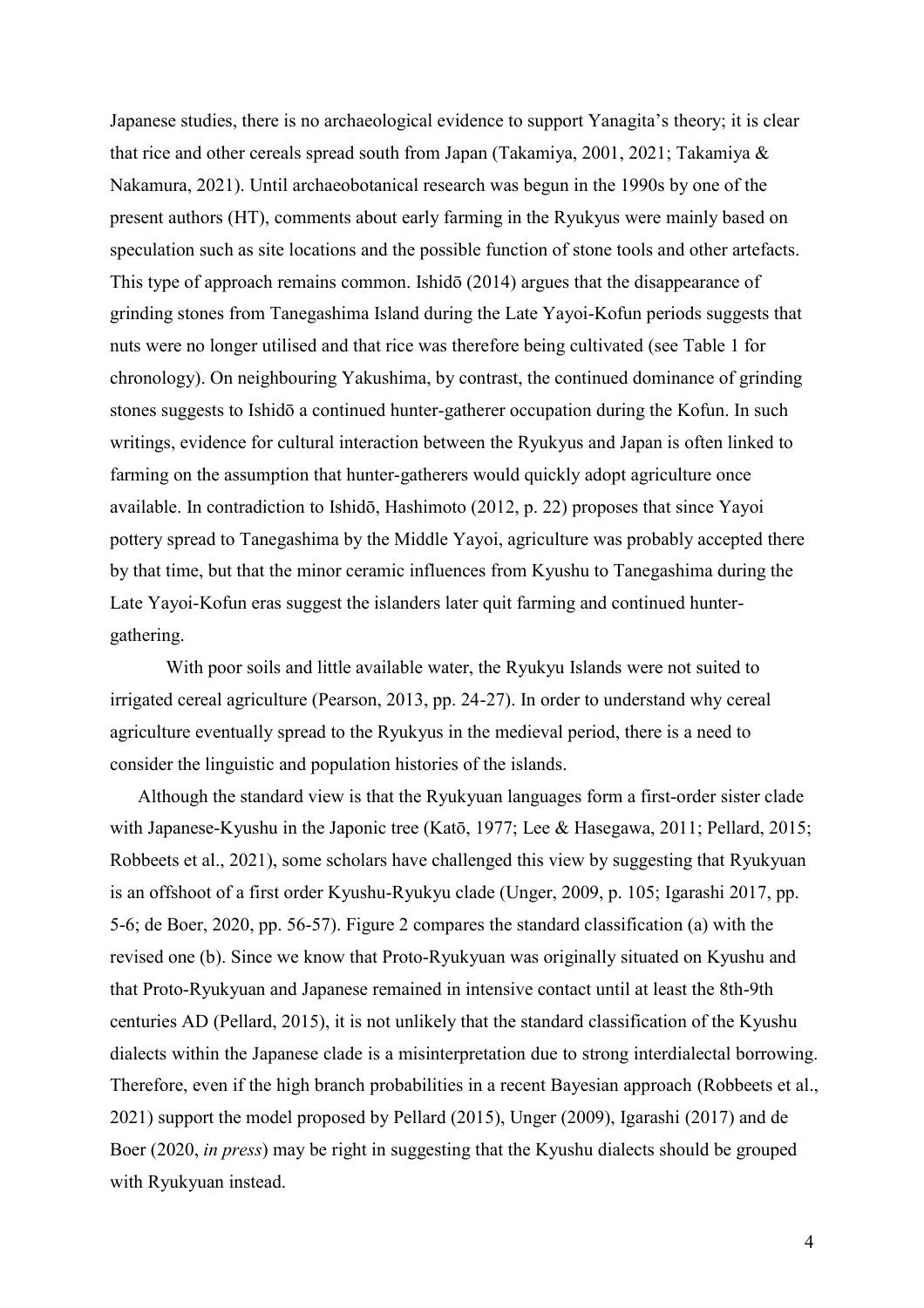Japanese studies, there is no archaeological evidence to support Yanagita's theory; it is clear that rice and other cereals spread south from Japan (Takamiya, 2001, 2021; Takamiya & Nakamura, 2021). Until archaeobotanical research was begun in the 1990s by one of the present authors (HT), comments about early farming in the Ryukyus were mainly based on speculation such as site locations and the possible function of stone tools and other artefacts. This type of approach remains common. Ishidō (2014) argues that the disappearance of grinding stones from Tanegashima Island during the Late Yayoi-Kofun periods suggests that nuts were no longer utilised and that rice was therefore being cultivated (see Table 1 for chronology). On neighbouring Yakushima, by contrast, the continued dominance of grinding stones suggests to Ishidō a continued hunter-gatherer occupation during the Kofun. In such writings, evidence for cultural interaction between the Ryukyus and Japan is often linked to farming on the assumption that hunter-gatherers would quickly adopt agriculture once available. In contradiction to Ishidō, Hashimoto (2012, p. 22) proposes that since Yayoi pottery spread to Tanegashima by the Middle Yayoi, agriculture was probably accepted there by that time, but that the minor ceramic influences from Kyushu to Tanegashima during the Late Yayoi-Kofun eras suggest the islanders later quit farming and continued hunter-gathering.

With poor soils and little available water, the Ryukyu Islands were not suited to irrigated cereal agriculture (Pearson, 2013, pp. 24-27). In order to understand why cereal agriculture eventually spread to the Ryukyus in the medieval period, there is a need to consider the linguistic and population histories of the islands.

Although the standard view is that the Ryukyuan languages form a first-order sister clade with Japanese-Kyushu in the Japonic tree (Katō, 1977; Lee & Hasegawa, 2011; Pellard, 2015; Robbeets et al., 2021), some scholars have challenged this view by suggesting that Ryukyuan is an offshoot of a first order Kyushu-Ryukyu clade (Unger, 2009, p. 105; Igarashi 2017, pp. 5-6; de Boer, 2020, pp. 56-57). Figure 2 compares the standard classification (a) with the revised one (b). Since we know that Proto-Ryukyuan was originally situated on Kyushu and that Proto-Ryukyuan and Japanese remained in intensive contact until at least the 8th-9th centuries AD (Pellard, 2015), it is not unlikely that the standard classification of the Kyushu dialects within the Japanese clade is a misinterpretation due to strong interdialectal borrowing. Therefore, even if the high branch probabilities in a recent Bayesian approach (Robbeets et al., 2021) support the model proposed by Pellard (2015), Unger (2009), Igarashi (2017) and de Boer (2020, *in press*) may be right in suggesting that the Kyushu dialects should be grouped with Ryukyuan instead.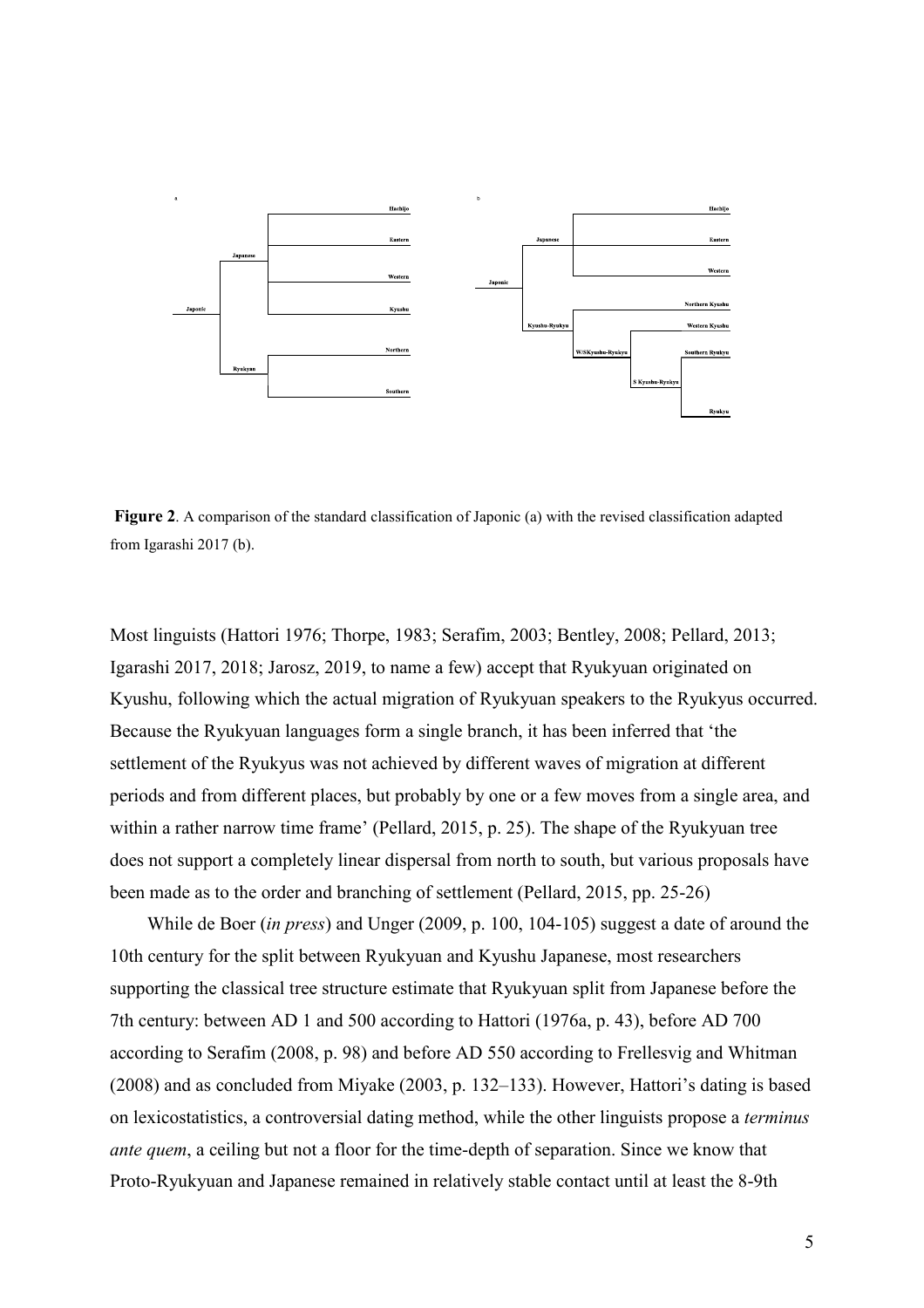**Figure 2**. A comparison of the standard classification of Japonic (a) with the revised classification adapted from Igarashi 2017 (b).

Most linguists (Hattori 1976; Thorpe, 1983; Serafim, 2003; Bentley, 2008; Pellard, 2013; Igarashi 2017, 2018; Jarosz, 2019, to name a few) accept that Ryukyuan originated on Kyushu, following which the actual migration of Ryukyuan speakers to the Ryukyus occurred. Because the Ryukyuan languages form a single branch, it has been inferred that 'the settlement of the Ryukyus was not achieved by different waves of migration at different periods and from different places, but probably by one or a few moves from a single area, and within a rather narrow time frame' (Pellard, 2015, p. 25). The shape of the Ryukyuan tree does not support a completely linear dispersal from north to south, but various proposals have been made as to the order and branching of settlement (Pellard, 2015, pp. 25-26)

While de Boer (*in press*) and Unger (2009, p. 100, 104-105) suggest a date of around the 10th century for the split between Ryukyuan and Kyushu Japanese, most researchers supporting the classical tree structure estimate that Ryukyuan split from Japanese before the 7th century: between AD 1 and 500 according to Hattori (1976a, p. 43), before AD 700 according to Serafim (2008, p. 98) and before AD 550 according to Frellesvig and Whitman (2008) and as concluded from Miyake (2003, p. 132–133). However, Hattori's dating is based on lexicostatistics, a controversial dating method, while the other linguists propose a *terminus ante quem*, a ceiling but not a floor for the time-depth of separation. Since we know that Proto-Ryukyuan and Japanese remained in relatively stable contact until at least the 8-9th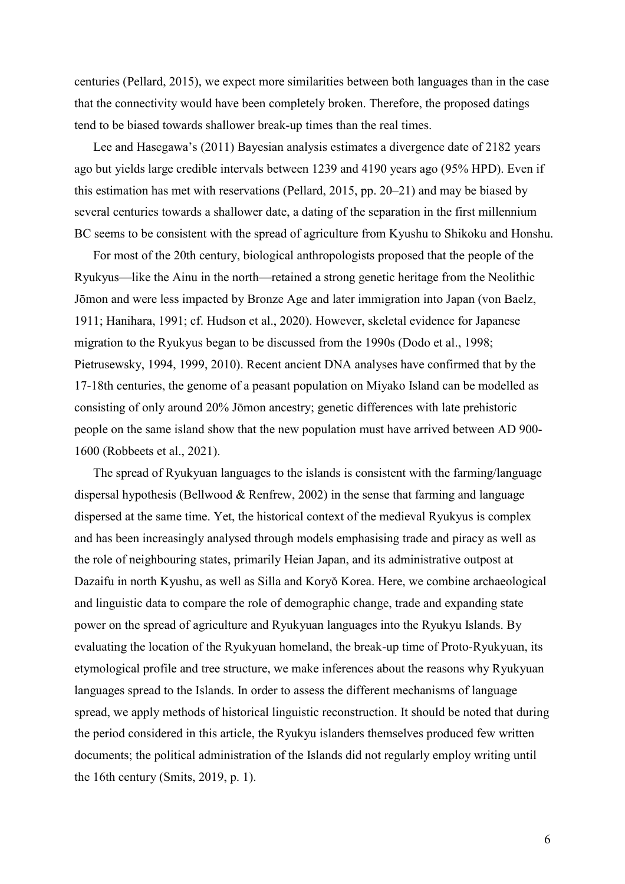centuries (Pellard, 2015), we expect more similarities between both languages than in the case that the connectivity would have been completely broken. Therefore, the proposed datings tend to be biased towards shallower break-up times than the real times.

Lee and Hasegawa's (2011) Bayesian analysis estimates a divergence date of 2182 years ago but yields large credible intervals between 1239 and 4190 years ago (95% HPD). Even if this estimation has met with reservations (Pellard, 2015, pp. 20–21) and may be biased by several centuries towards a shallower date, a dating of the separation in the first millennium BC seems to be consistent with the spread of agriculture from Kyushu to Shikoku and Honshu.

For most of the 20th century, biological anthropologists proposed that the people of the Ryukyus—like the Ainu in the north—retained a strong genetic heritage from the Neolithic Jōmon and were less impacted by Bronze Age and later immigration into Japan (von Baelz, 1911; Hanihara, 1991; cf. Hudson et al., 2020). However, skeletal evidence for Japanese migration to the Ryukyus began to be discussed from the 1990s (Dodo et al., 1998; Pietrusewsky, 1994, 1999, 2010). Recent ancient DNA analyses have confirmed that by the 17-18th centuries, the genome of a peasant population on Miyako Island can be modelled as consisting of only around 20% Jōmon ancestry; genetic differences with late prehistoric people on the same island show that the new population must have arrived between AD 900-1600 (Robbeets et al., 2021).

The spread of Ryukyuan languages to the islands is consistent with the farming/language dispersal hypothesis (Bellwood & Renfrew, 2002) in the sense that farming and language dispersed at the same time. Yet, the historical context of the medieval Ryukyus is complex and has been increasingly analysed through models emphasising trade and piracy as well as the role of neighbouring states, primarily Heian Japan, and its administrative outpost at Dazaifu in north Kyushu, as well as Silla and Koryŏ Korea. Here, we combine archaeological and linguistic data to compare the role of demographic change, trade and expanding state power on the spread of agriculture and Ryukyuan languages into the Ryukyu Islands. By evaluating the location of the Ryukyuan homeland, the break-up time of Proto-Ryukyuan, its etymological profile and tree structure, we make inferences about the reasons why Ryukyuan languages spread to the Islands. In order to assess the different mechanisms of language spread, we apply methods of historical linguistic reconstruction. It should be noted that during the period considered in this article, the Ryukyu islanders themselves produced few written documents; the political administration of the Islands did not regularly employ writing until the 16th century (Smits, 2019, p. 1).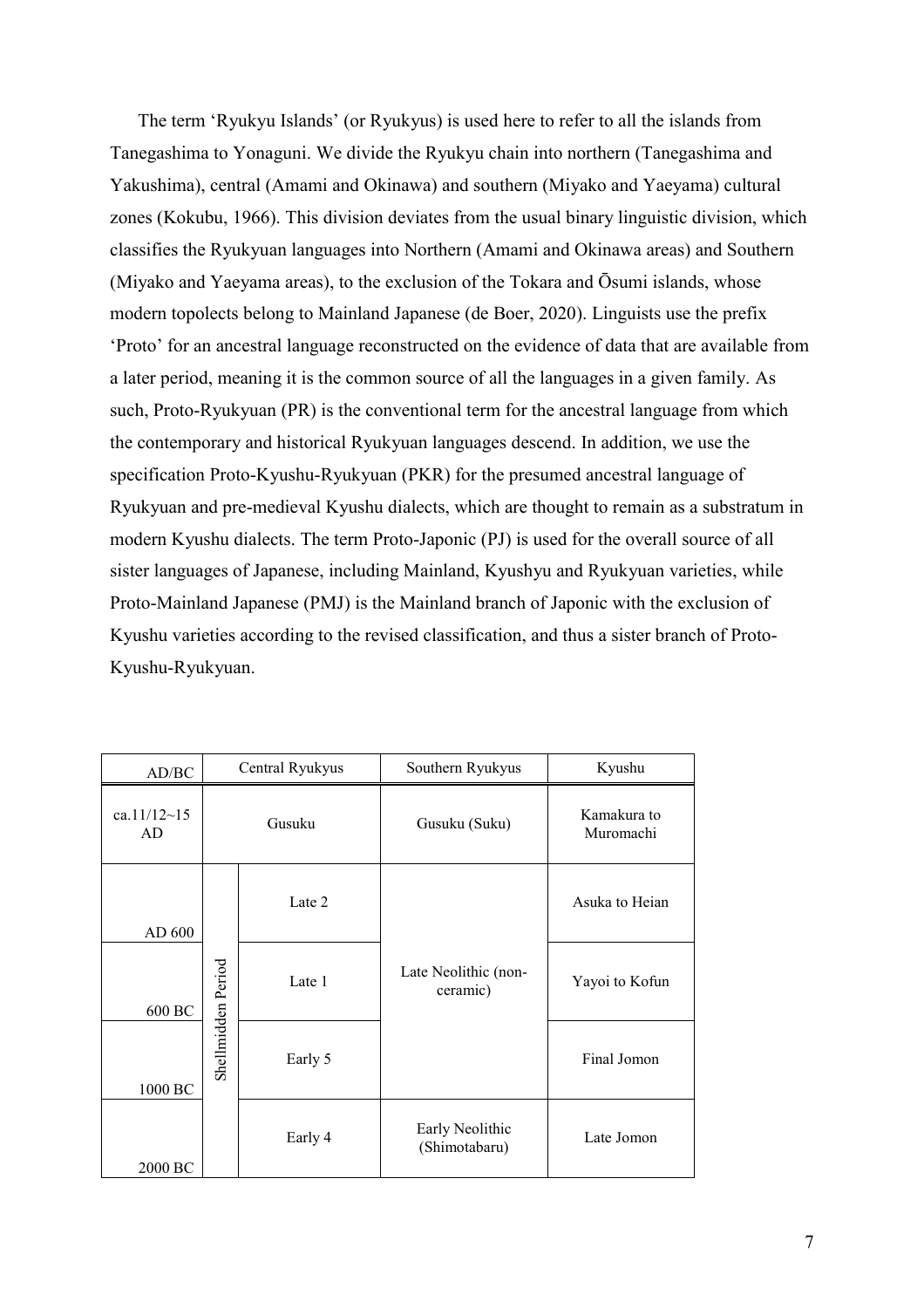The term 'Ryukyu Islands' (or Ryukyus) is used here to refer to all the islands from Tanegashima to Yonaguni. We divide the Ryukyu chain into northern (Tanegashima and Yakushima), central (Amami and Okinawa) and southern (Miyako and Yaeyama) cultural zones (Kokubu, 1966). This division deviates from the usual binary linguistic division, which classifies the Ryukyuan languages into Northern (Amami and Okinawa areas) and Southern (Miyako and Yaeyama areas), to the exclusion of the Tokara and Ōsumi islands, whose modern topolects belong to Mainland Japanese (de Boer, 2020). Linguists use the prefix 'Proto' for an ancestral language reconstructed on the evidence of data that are available from a later period, meaning it is the common source of all the languages in a given family. As such, Proto-Ryukyuan (PR) is the conventional term for the ancestral language from which the contemporary and historical Ryukyuan languages descend. In addition, we use the specification Proto-Kyushu-Ryukyuan (PKR) for the presumed ancestral language of Ryukyuan and pre-medieval Kyushu dialects, which are thought to remain as a substratum in modern Kyushu dialects. The term Proto-Japonic (PJ) is used for the overall source of all sister languages of Japanese, including Mainland, Kyushyu and Ryukyuan varieties, while Proto-Mainland Japanese (PMJ) is the Mainland branch of Japonic with the exclusion of Kyushu varieties according to the revised classification, and thus a sister branch of Proto-Kyushu-Ryukyuan.

| AD/BC | Central Ryukyus | | Southern Ryukyus | Kyushu |
|---|---|---|---|---|
| ca.11/12~15 AD | Gusuku | | Gusuku (Suku) | Kamakura to Muromachi |
| AD 600 | Shellmidden Period | Late 2 | Late Neolithic (non-ceramic) | Asuka to Heian |
| 600 BC | | Late 1 | | Yayoi to Kofun |
| 1000 BC | | Early 5 | | Final Jomon |
| 2000 BC | | Early 4 | Early Neolithic (Shimotabaru) | Late Jomon |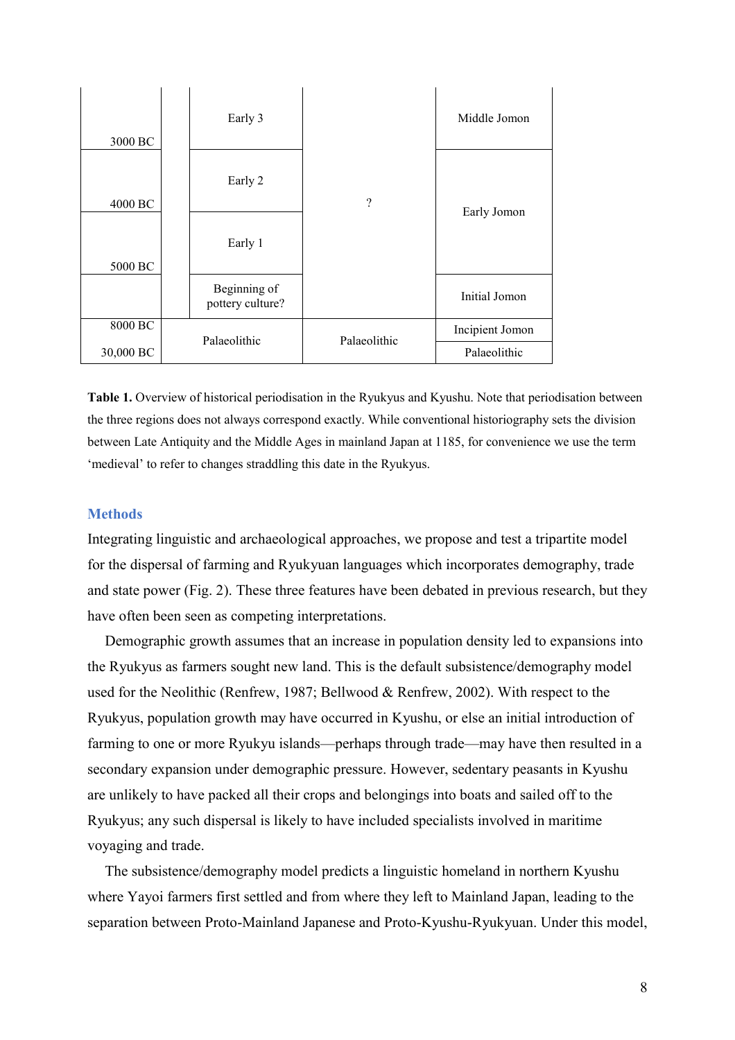| | | | | |
|---|---|---|---|---|
| 3000 BC | | Early 3 | ? | Middle Jomon |
| 4000 BC | | Early 2 | | Early Jomon |
| 5000 BC | | Early 1 | | |
| | | Beginning of pottery culture? | | Initial Jomon |
| 8000 BC | Palaeolithic | | Palaeolithic | Incipient Jomon |
| 30,000 BC | | | | Palaeolithic |

**Table 1.** Overview of historical periodisation in the Ryukyus and Kyushu. Note that periodisation between the three regions does not always correspond exactly. While conventional historiography sets the division between Late Antiquity and the Middle Ages in mainland Japan at 1185, for convenience we use the term 'medieval' to refer to changes straddling this date in the Ryukyus.

## Methods

Integrating linguistic and archaeological approaches, we propose and test a tripartite model for the dispersal of farming and Ryukyuan languages which incorporates demography, trade and state power (Fig. 2). These three features have been debated in previous research, but they have often been seen as competing interpretations.

Demographic growth assumes that an increase in population density led to expansions into the Ryukyus as farmers sought new land. This is the default subsistence/demography model used for the Neolithic (Renfrew, 1987; Bellwood & Renfrew, 2002). With respect to the Ryukyus, population growth may have occurred in Kyushu, or else an initial introduction of farming to one or more Ryukyu islands—perhaps through trade—may have then resulted in a secondary expansion under demographic pressure. However, sedentary peasants in Kyushu are unlikely to have packed all their crops and belongings into boats and sailed off to the Ryukyus; any such dispersal is likely to have included specialists involved in maritime voyaging and trade.

The subsistence/demography model predicts a linguistic homeland in northern Kyushu where Yayoi farmers first settled and from where they left to Mainland Japan, leading to the separation between Proto-Mainland Japanese and Proto-Kyushu-Ryukyuan. Under this model,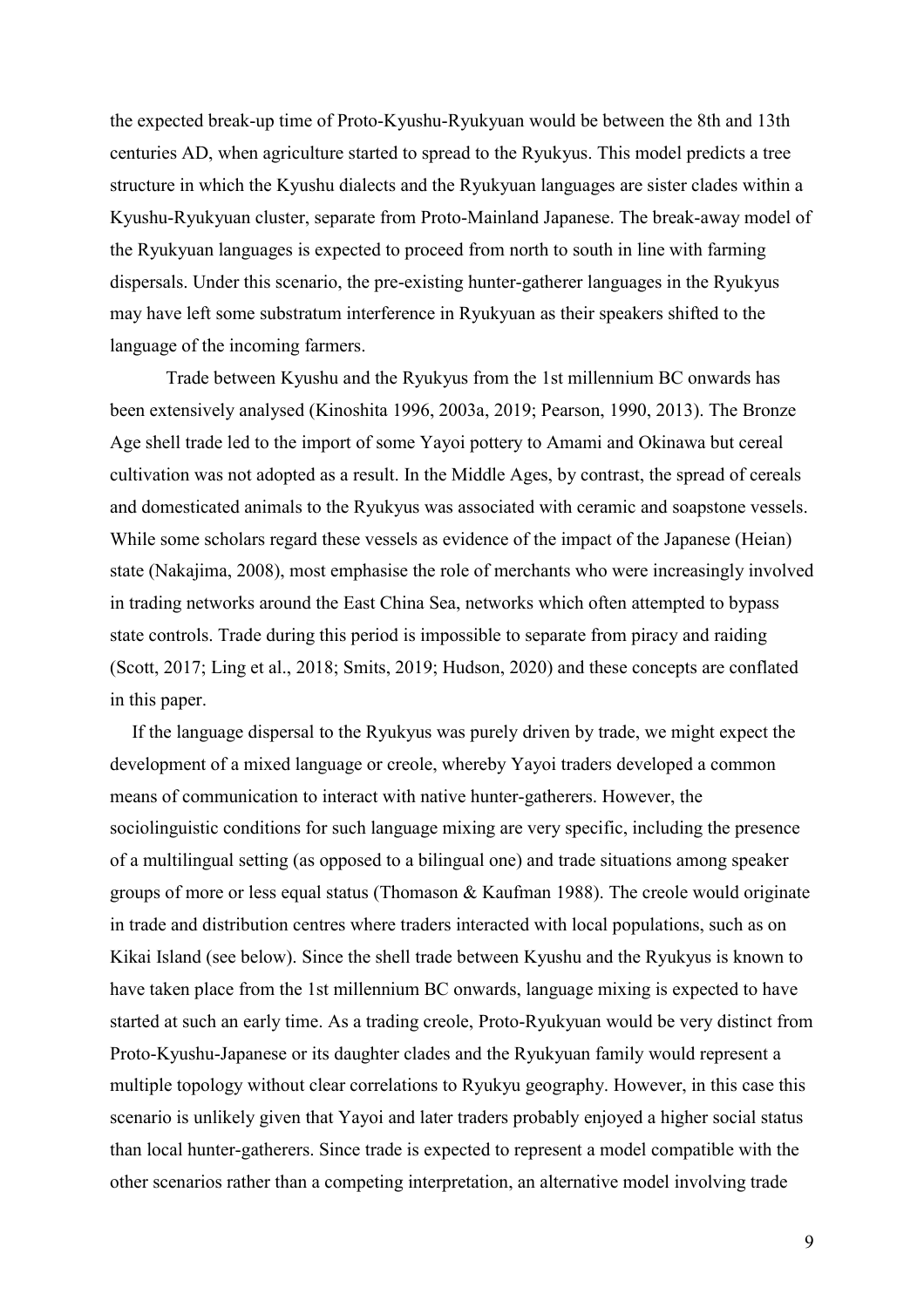the expected break-up time of Proto-Kyushu-Ryukyuan would be between the 8th and 13th centuries AD, when agriculture started to spread to the Ryukyus. This model predicts a tree structure in which the Kyushu dialects and the Ryukyuan languages are sister clades within a Kyushu-Ryukyuan cluster, separate from Proto-Mainland Japanese. The break-away model of the Ryukyuan languages is expected to proceed from north to south in line with farming dispersals. Under this scenario, the pre-existing hunter-gatherer languages in the Ryukyus may have left some substratum interference in Ryukyuan as their speakers shifted to the language of the incoming farmers.

Trade between Kyushu and the Ryukyus from the 1st millennium BC onwards has been extensively analysed (Kinoshita 1996, 2003a, 2019; Pearson, 1990, 2013). The Bronze Age shell trade led to the import of some Yayoi pottery to Amami and Okinawa but cereal cultivation was not adopted as a result. In the Middle Ages, by contrast, the spread of cereals and domesticated animals to the Ryukyus was associated with ceramic and soapstone vessels. While some scholars regard these vessels as evidence of the impact of the Japanese (Heian) state (Nakajima, 2008), most emphasise the role of merchants who were increasingly involved in trading networks around the East China Sea, networks which often attempted to bypass state controls. Trade during this period is impossible to separate from piracy and raiding (Scott, 2017; Ling et al., 2018; Smits, 2019; Hudson, 2020) and these concepts are conflated in this paper.

If the language dispersal to the Ryukyus was purely driven by trade, we might expect the development of a mixed language or creole, whereby Yayoi traders developed a common means of communication to interact with native hunter-gatherers. However, the sociolinguistic conditions for such language mixing are very specific, including the presence of a multilingual setting (as opposed to a bilingual one) and trade situations among speaker groups of more or less equal status (Thomason & Kaufman 1988). The creole would originate in trade and distribution centres where traders interacted with local populations, such as on Kikai Island (see below). Since the shell trade between Kyushu and the Ryukyus is known to have taken place from the 1st millennium BC onwards, language mixing is expected to have started at such an early time. As a trading creole, Proto-Ryukyuan would be very distinct from Proto-Kyushu-Japanese or its daughter clades and the Ryukyuan family would represent a multiple topology without clear correlations to Ryukyu geography. However, in this case this scenario is unlikely given that Yayoi and later traders probably enjoyed a higher social status than local hunter-gatherers. Since trade is expected to represent a model compatible with the other scenarios rather than a competing interpretation, an alternative model involving trade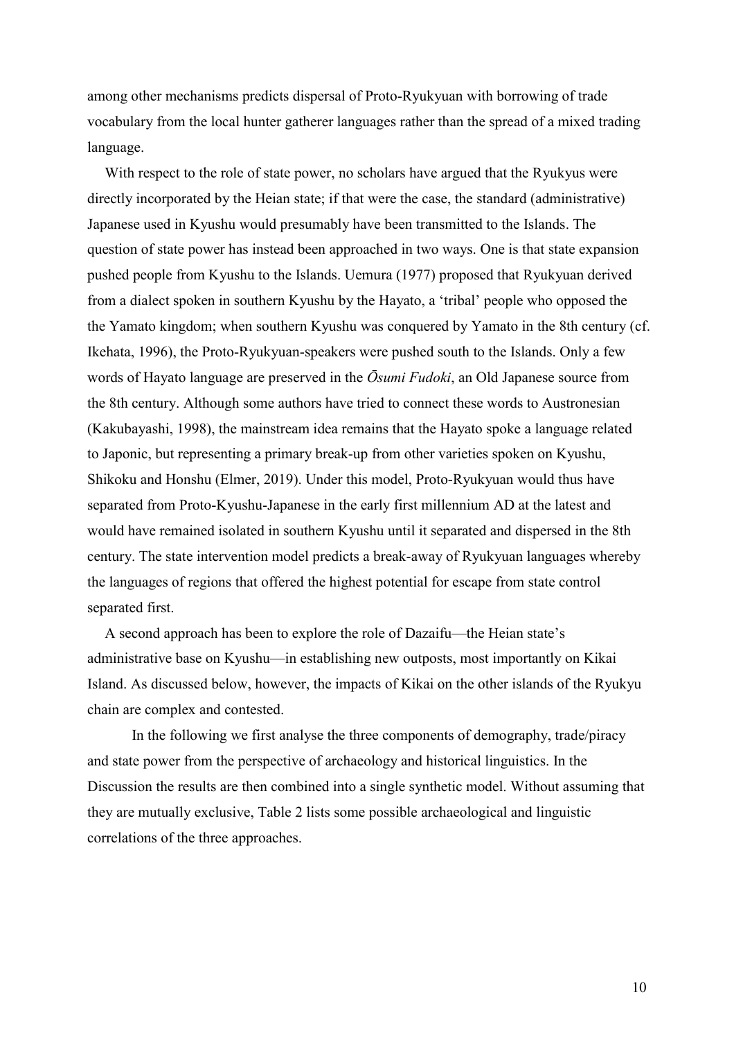among other mechanisms predicts dispersal of Proto-Ryukyuan with borrowing of trade vocabulary from the local hunter gatherer languages rather than the spread of a mixed trading language.

With respect to the role of state power, no scholars have argued that the Ryukyus were directly incorporated by the Heian state; if that were the case, the standard (administrative) Japanese used in Kyushu would presumably have been transmitted to the Islands. The question of state power has instead been approached in two ways. One is that state expansion pushed people from Kyushu to the Islands. Uemura (1977) proposed that Ryukyuan derived from a dialect spoken in southern Kyushu by the Hayato, a 'tribal' people who opposed the the Yamato kingdom; when southern Kyushu was conquered by Yamato in the 8th century (cf. Ikehata, 1996), the Proto-Ryukyuan-speakers were pushed south to the Islands. Only a few words of Hayato language are preserved in the *Ōsumi Fudoki*, an Old Japanese source from the 8th century. Although some authors have tried to connect these words to Austronesian (Kakubayashi, 1998), the mainstream idea remains that the Hayato spoke a language related to Japonic, but representing a primary break-up from other varieties spoken on Kyushu, Shikoku and Honshu (Elmer, 2019). Under this model, Proto-Ryukyuan would thus have separated from Proto-Kyushu-Japanese in the early first millennium AD at the latest and would have remained isolated in southern Kyushu until it separated and dispersed in the 8th century. The state intervention model predicts a break-away of Ryukyuan languages whereby the languages of regions that offered the highest potential for escape from state control separated first.

A second approach has been to explore the role of Dazaifu—the Heian state's administrative base on Kyushu—in establishing new outposts, most importantly on Kikai Island. As discussed below, however, the impacts of Kikai on the other islands of the Ryukyu chain are complex and contested.

In the following we first analyse the three components of demography, trade/piracy and state power from the perspective of archaeology and historical linguistics. In the Discussion the results are then combined into a single synthetic model. Without assuming that they are mutually exclusive, Table 2 lists some possible archaeological and linguistic correlations of the three approaches.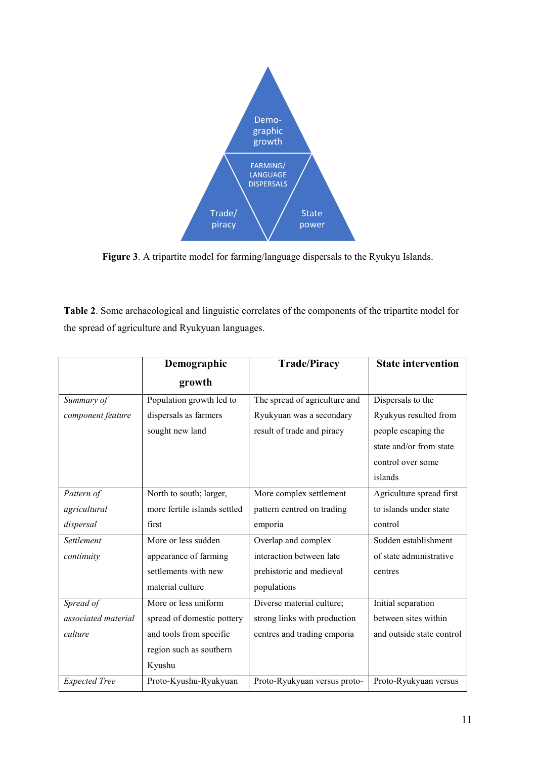Demo-
graphic
growth

FARMING/
LANGUAGE
DISPERSALS

Trade/
piracy

State
power

**Figure 3**. A tripartite model for farming/language dispersals to the Ryukyu Islands.

**Table 2**. Some archaeological and linguistic correlates of the components of the tripartite model for the spread of agriculture and Ryukyuan languages.

| | **Demographic growth** | **Trade/Piracy** | **State intervention** |
|---|---|---|---|
| *Summary of component feature* | Population growth led to dispersals as farmers sought new land | The spread of agriculture and Ryukyuan was a secondary result of trade and piracy | Dispersals to the Ryukyus resulted from people escaping the state and/or from state control over some islands |
| *Pattern of agricultural dispersal* | North to south; larger, more fertile islands settled first | More complex settlement pattern centred on trading emporia | Agriculture spread first to islands under state control |
| *Settlement continuity* | More or less sudden appearance of farming settlements with new material culture | Overlap and complex interaction between late prehistoric and medieval populations | Sudden establishment of state administrative centres |
| *Spread of associated material culture* | More or less uniform spread of domestic pottery and tools from specific region such as southern Kyushu | Diverse material culture; strong links with production centres and trading emporia | Initial separation between sites within and outside state control |
| *Expected Tree* | Proto-Kyushu-Ryukyuan | Proto-Ryukyuan versus proto- | Proto-Ryukyuan versus |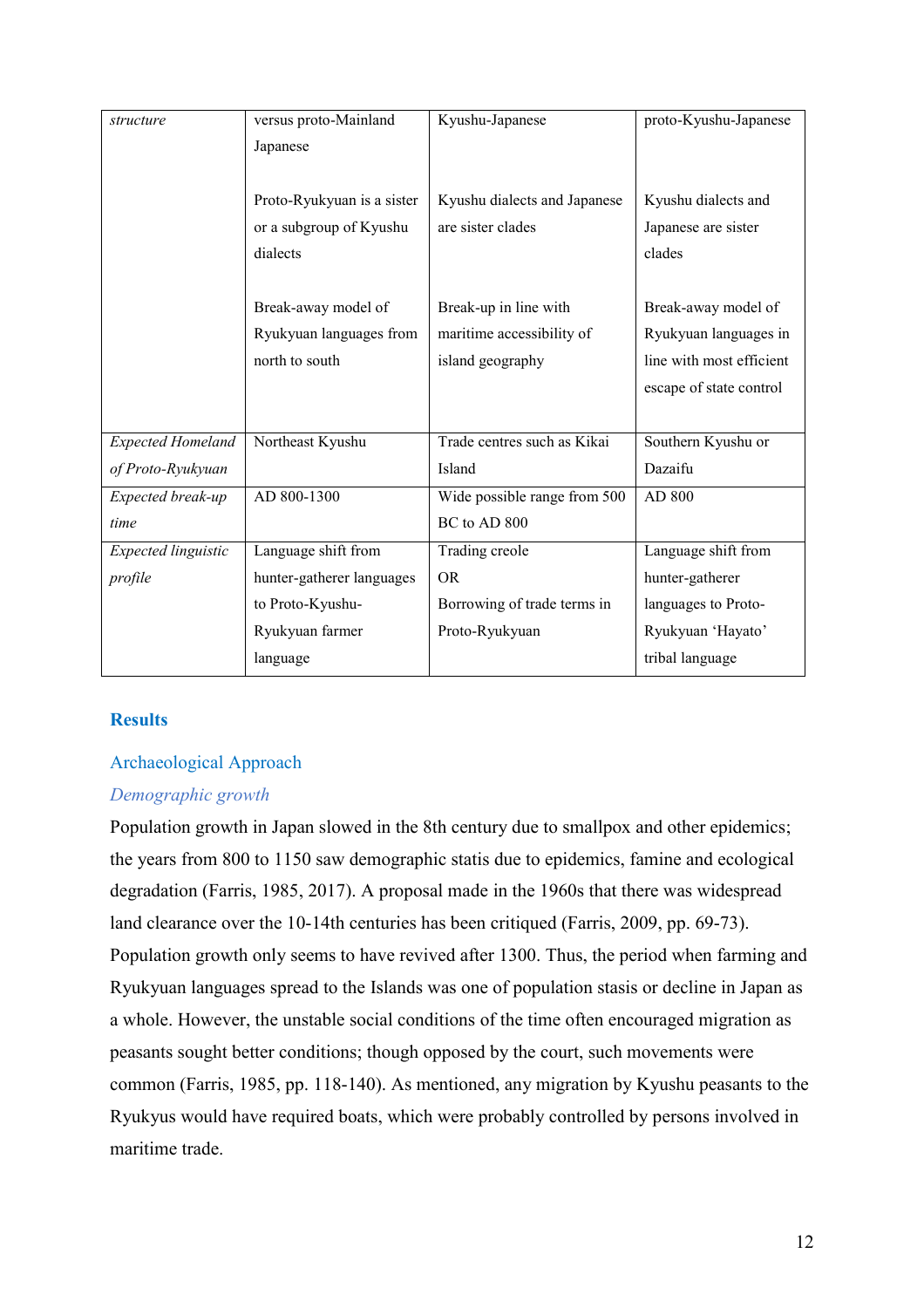| *structure* | versus proto-Mainland Japanese<br><br>Proto-Ryukyuan is a sister or a subgroup of Kyushu dialects<br><br>Break-away model of Ryukyuan languages from north to south | Kyushu-Japanese<br><br>Kyushu dialects and Japanese are sister clades<br><br>Break-up in line with maritime accessibility of island geography | proto-Kyushu-Japanese<br><br>Kyushu dialects and Japanese are sister clades<br><br>Break-away model of Ryukyuan languages in line with most efficient escape of state control |
|---|---|---|---|
| *Expected Homeland of Proto-Ryukyuan* | Northeast Kyushu | Trade centres such as Kikai Island | Southern Kyushu or Dazaifu |
| *Expected break-up time* | AD 800-1300 | Wide possible range from 500 BC to AD 800 | AD 800 |
| *Expected linguistic profile* | Language shift from hunter-gatherer languages to Proto-Kyushu-Ryukyuan farmer language | Trading creole<br>OR<br>Borrowing of trade terms in Proto-Ryukyuan | Language shift from hunter-gatherer languages to Proto-Ryukyuan 'Hayato' tribal language |

## Results

### Archaeological Approach

#### *Demographic growth*

Population growth in Japan slowed in the 8th century due to smallpox and other epidemics; the years from 800 to 1150 saw demographic statis due to epidemics, famine and ecological degradation (Farris, 1985, 2017). A proposal made in the 1960s that there was widespread land clearance over the 10-14th centuries has been critiqued (Farris, 2009, pp. 69-73). Population growth only seems to have revived after 1300. Thus, the period when farming and Ryukyuan languages spread to the Islands was one of population stasis or decline in Japan as a whole. However, the unstable social conditions of the time often encouraged migration as peasants sought better conditions; though opposed by the court, such movements were common (Farris, 1985, pp. 118-140). As mentioned, any migration by Kyushu peasants to the Ryukyus would have required boats, which were probably controlled by persons involved in maritime trade.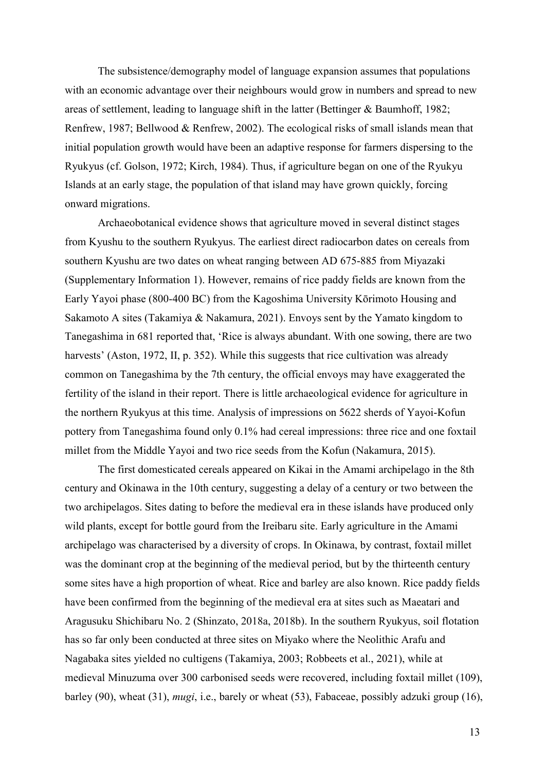The subsistence/demography model of language expansion assumes that populations with an economic advantage over their neighbours would grow in numbers and spread to new areas of settlement, leading to language shift in the latter (Bettinger & Baumhoff, 1982; Renfrew, 1987; Bellwood & Renfrew, 2002). The ecological risks of small islands mean that initial population growth would have been an adaptive response for farmers dispersing to the Ryukyus (cf. Golson, 1972; Kirch, 1984). Thus, if agriculture began on one of the Ryukyu Islands at an early stage, the population of that island may have grown quickly, forcing onward migrations.

Archaeobotanical evidence shows that agriculture moved in several distinct stages from Kyushu to the southern Ryukyus. The earliest direct radiocarbon dates on cereals from southern Kyushu are two dates on wheat ranging between AD 675-885 from Miyazaki (Supplementary Information 1). However, remains of rice paddy fields are known from the Early Yayoi phase (800-400 BC) from the Kagoshima University Kōrimoto Housing and Sakamoto A sites (Takamiya & Nakamura, 2021). Envoys sent by the Yamato kingdom to Tanegashima in 681 reported that, 'Rice is always abundant. With one sowing, there are two harvests' (Aston, 1972, II, p. 352). While this suggests that rice cultivation was already common on Tanegashima by the 7th century, the official envoys may have exaggerated the fertility of the island in their report. There is little archaeological evidence for agriculture in the northern Ryukyus at this time. Analysis of impressions on 5622 sherds of Yayoi-Kofun pottery from Tanegashima found only 0.1% had cereal impressions: three rice and one foxtail millet from the Middle Yayoi and two rice seeds from the Kofun (Nakamura, 2015).

The first domesticated cereals appeared on Kikai in the Amami archipelago in the 8th century and Okinawa in the 10th century, suggesting a delay of a century or two between the two archipelagos. Sites dating to before the medieval era in these islands have produced only wild plants, except for bottle gourd from the Ireibaru site. Early agriculture in the Amami archipelago was characterised by a diversity of crops. In Okinawa, by contrast, foxtail millet was the dominant crop at the beginning of the medieval period, but by the thirteenth century some sites have a high proportion of wheat. Rice and barley are also known. Rice paddy fields have been confirmed from the beginning of the medieval era at sites such as Maeatari and Aragusuku Shichibaru No. 2 (Shinzato, 2018a, 2018b). In the southern Ryukyus, soil flotation has so far only been conducted at three sites on Miyako where the Neolithic Arafu and Nagabaka sites yielded no cultigens (Takamiya, 2003; Robbeets et al., 2021), while at medieval Minuzuma over 300 carbonised seeds were recovered, including foxtail millet (109), barley (90), wheat (31), *mugi*, i.e., barely or wheat (53), Fabaceae, possibly adzuki group (16),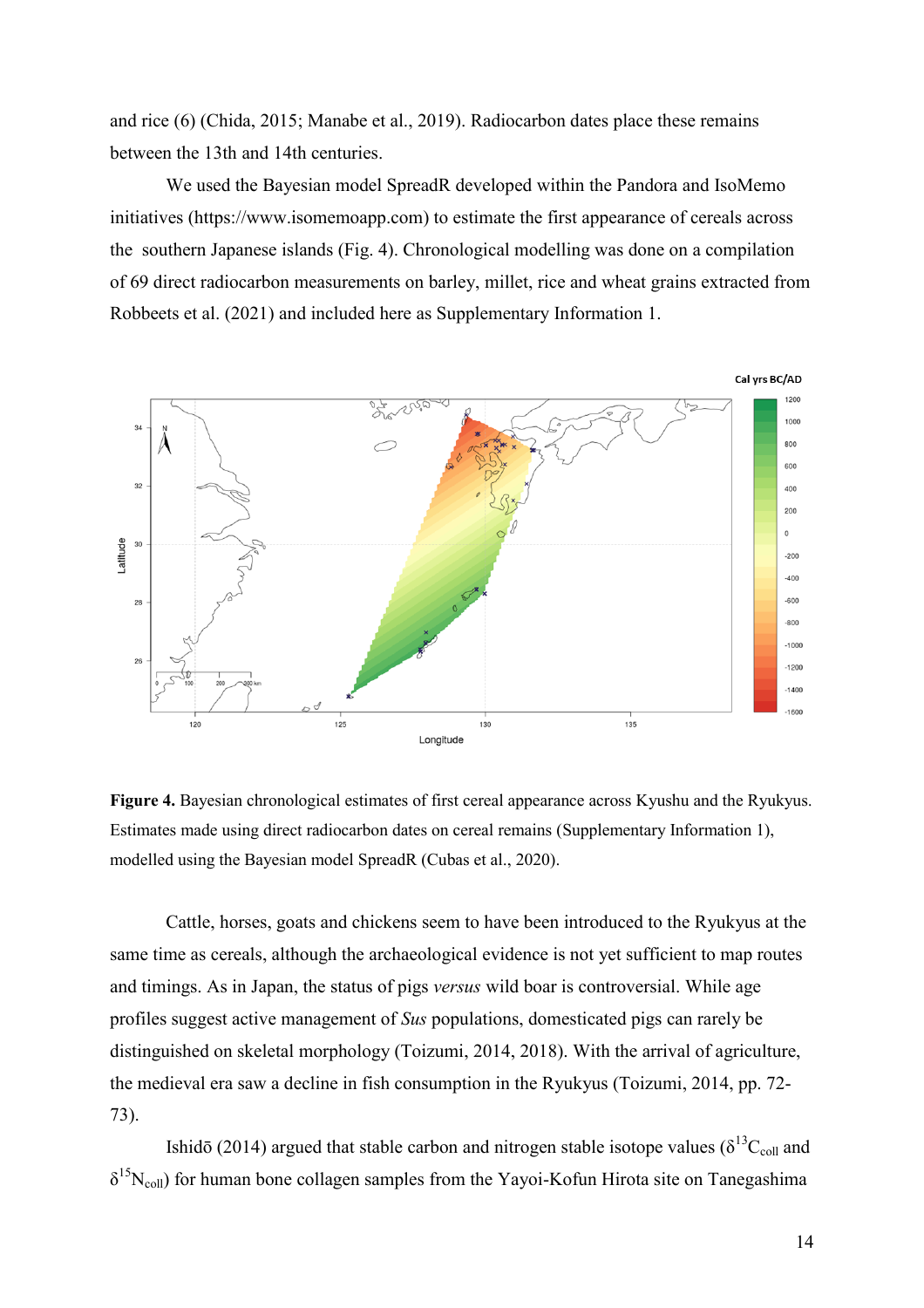and rice (6) (Chida, 2015; Manabe et al., 2019). Radiocarbon dates place these remains between the 13th and 14th centuries.

We used the Bayesian model SpreadR developed within the Pandora and IsoMemo initiatives (https://www.isomemoapp.com) to estimate the first appearance of cereals across the southern Japanese islands (Fig. 4). Chronological modelling was done on a compilation of 69 direct radiocarbon measurements on barley, millet, rice and wheat grains extracted from Robbeets et al. (2021) and included here as Supplementary Information 1.

**Figure 4.** Bayesian chronological estimates of first cereal appearance across Kyushu and the Ryukyus. Estimates made using direct radiocarbon dates on cereal remains (Supplementary Information 1), modelled using the Bayesian model SpreadR (Cubas et al., 2020).

Cattle, horses, goats and chickens seem to have been introduced to the Ryukyus at the same time as cereals, although the archaeological evidence is not yet sufficient to map routes and timings. As in Japan, the status of pigs *versus* wild boar is controversial. While age profiles suggest active management of *Sus* populations, domesticated pigs can rarely be distinguished on skeletal morphology (Toizumi, 2014, 2018). With the arrival of agriculture, the medieval era saw a decline in fish consumption in the Ryukyus (Toizumi, 2014, pp. 72-73).

Ishidō (2014) argued that stable carbon and nitrogen stable isotope values ($\delta^{13}C_{coll}$ and $\delta^{15}N_{coll}$) for human bone collagen samples from the Yayoi-Kofun Hirota site on Tanegashima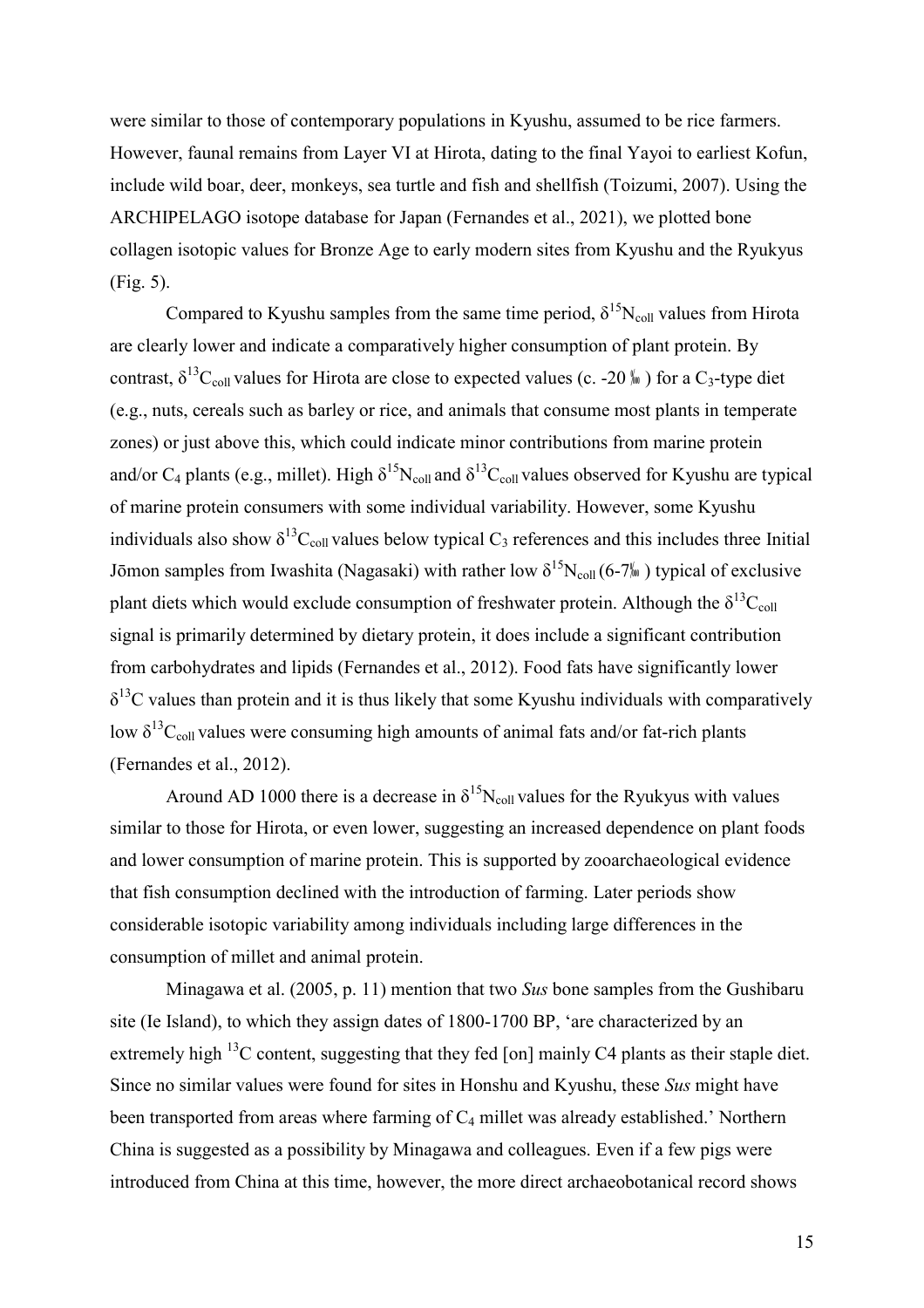were similar to those of contemporary populations in Kyushu, assumed to be rice farmers. However, faunal remains from Layer VI at Hirota, dating to the final Yayoi to earliest Kofun, include wild boar, deer, monkeys, sea turtle and fish and shellfish (Toizumi, 2007). Using the ARCHIPELAGO isotope database for Japan (Fernandes et al., 2021), we plotted bone collagen isotopic values for Bronze Age to early modern sites from Kyushu and the Ryukyus (Fig. 5).

Compared to Kyushu samples from the same time period, $\delta^{15}N_{coll}$ values from Hirota are clearly lower and indicate a comparatively higher consumption of plant protein. By contrast, $\delta^{13}C_{coll}$ values for Hirota are close to expected values (c. -20 ‰) for a $C_3$-type diet (e.g., nuts, cereals such as barley or rice, and animals that consume most plants in temperate zones) or just above this, which could indicate minor contributions from marine protein and/or $C_4$ plants (e.g., millet). High $\delta^{15}N_{coll}$ and $\delta^{13}C_{coll}$ values observed for Kyushu are typical of marine protein consumers with some individual variability. However, some Kyushu individuals also show $\delta^{13}C_{coll}$ values below typical $C_3$ references and this includes three Initial Jōmon samples from Iwashita (Nagasaki) with rather low $\delta^{15}N_{coll}$ (6-7‰) typical of exclusive plant diets which would exclude consumption of freshwater protein. Although the $\delta^{13}C_{coll}$ signal is primarily determined by dietary protein, it does include a significant contribution from carbohydrates and lipids (Fernandes et al., 2012). Food fats have significantly lower $\delta^{13}C$ values than protein and it is thus likely that some Kyushu individuals with comparatively low $\delta^{13}C_{coll}$ values were consuming high amounts of animal fats and/or fat-rich plants (Fernandes et al., 2012).

Around AD 1000 there is a decrease in $\delta^{15}N_{coll}$ values for the Ryukyus with values similar to those for Hirota, or even lower, suggesting an increased dependence on plant foods and lower consumption of marine protein. This is supported by zooarchaeological evidence that fish consumption declined with the introduction of farming. Later periods show considerable isotopic variability among individuals including large differences in the consumption of millet and animal protein.

Minagawa et al. (2005, p. 11) mention that two *Sus* bone samples from the Gushibaru site (Ie Island), to which they assign dates of 1800-1700 BP, 'are characterized by an extremely high $^{13}C$ content, suggesting that they fed [on] mainly C4 plants as their staple diet. Since no similar values were found for sites in Honshu and Kyushu, these *Sus* might have been transported from areas where farming of $C_4$ millet was already established.' Northern China is suggested as a possibility by Minagawa and colleagues. Even if a few pigs were introduced from China at this time, however, the more direct archaeobotanical record shows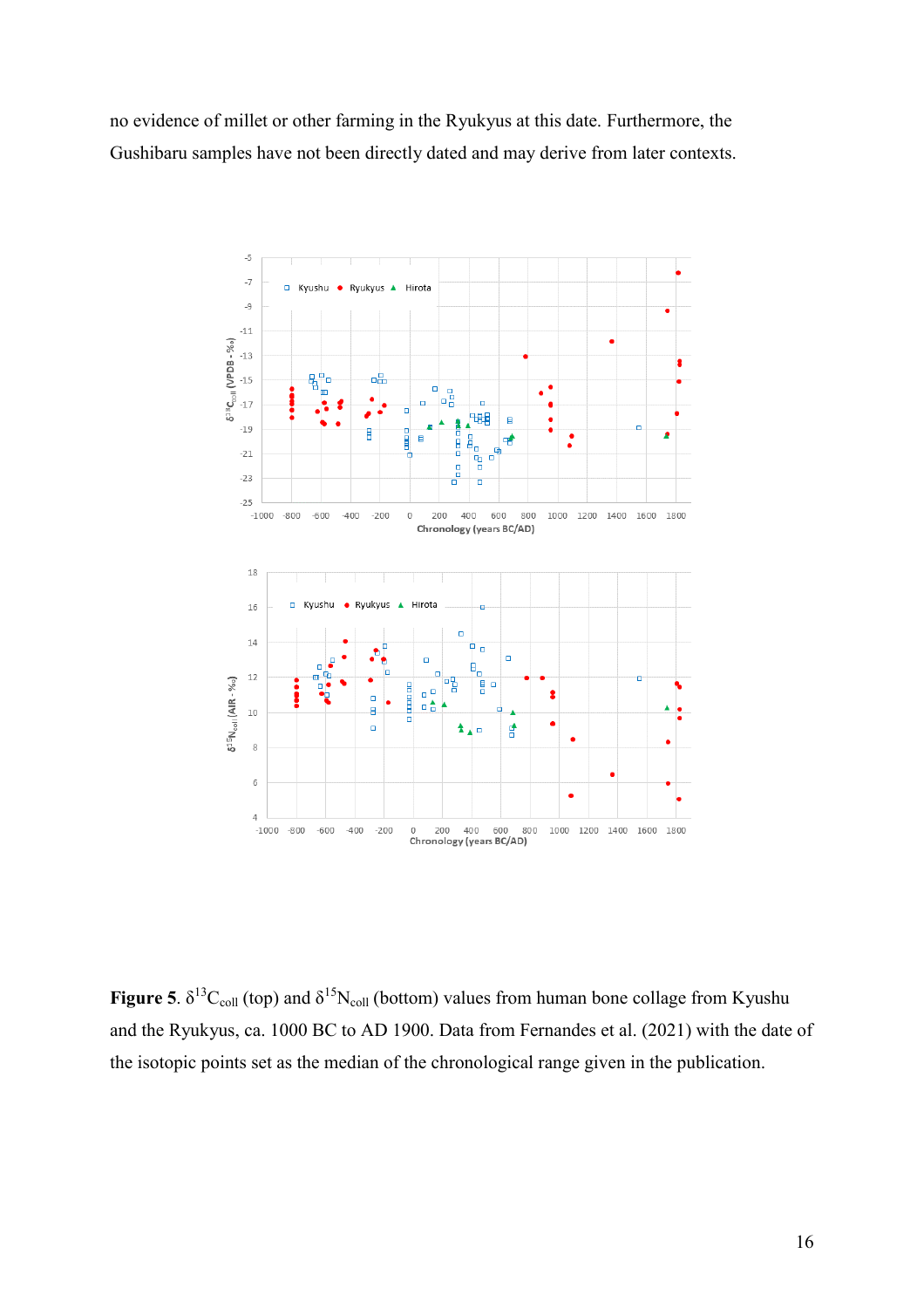no evidence of millet or other farming in the Ryukyus at this date. Furthermore, the Gushibaru samples have not been directly dated and may derive from later contexts.

**Figure 5**. $\delta^{13}C_{coll}$ (top) and $\delta^{15}N_{coll}$ (bottom) values from human bone collage from Kyushu and the Ryukyus, ca. 1000 BC to AD 1900. Data from Fernandes et al. (2021) with the date of the isotopic points set as the median of the chronological range given in the publication.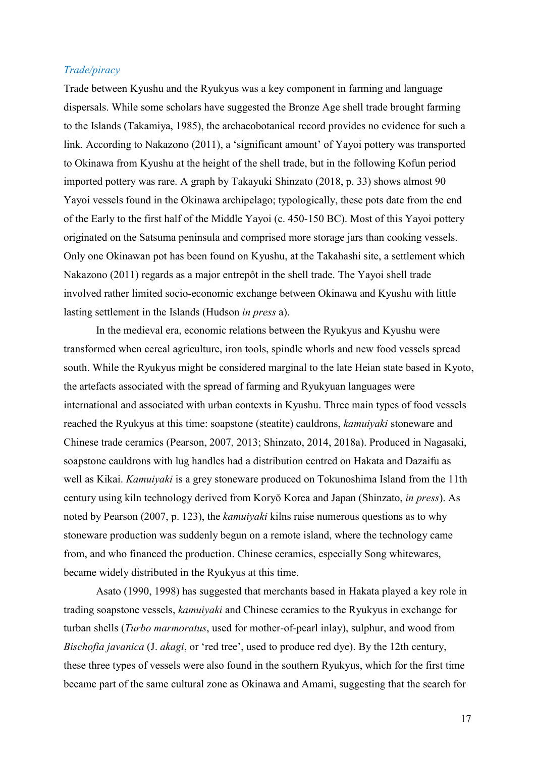### *Trade/piracy*

Trade between Kyushu and the Ryukyus was a key component in farming and language dispersals. While some scholars have suggested the Bronze Age shell trade brought farming to the Islands (Takamiya, 1985), the archaeobotanical record provides no evidence for such a link. According to Nakazono (2011), a 'significant amount' of Yayoi pottery was transported to Okinawa from Kyushu at the height of the shell trade, but in the following Kofun period imported pottery was rare. A graph by Takayuki Shinzato (2018, p. 33) shows almost 90 Yayoi vessels found in the Okinawa archipelago; typologically, these pots date from the end of the Early to the first half of the Middle Yayoi (c. 450-150 BC). Most of this Yayoi pottery originated on the Satsuma peninsula and comprised more storage jars than cooking vessels. Only one Okinawan pot has been found on Kyushu, at the Takahashi site, a settlement which Nakazono (2011) regards as a major entrepôt in the shell trade. The Yayoi shell trade involved rather limited socio-economic exchange between Okinawa and Kyushu with little lasting settlement in the Islands (Hudson *in press* a).

In the medieval era, economic relations between the Ryukyus and Kyushu were transformed when cereal agriculture, iron tools, spindle whorls and new food vessels spread south. While the Ryukyus might be considered marginal to the late Heian state based in Kyoto, the artefacts associated with the spread of farming and Ryukyuan languages were international and associated with urban contexts in Kyushu. Three main types of food vessels reached the Ryukyus at this time: soapstone (steatite) cauldrons, *kamuiyaki* stoneware and Chinese trade ceramics (Pearson, 2007, 2013; Shinzato, 2014, 2018a). Produced in Nagasaki, soapstone cauldrons with lug handles had a distribution centred on Hakata and Dazaifu as well as Kikai. *Kamuiyaki* is a grey stoneware produced on Tokunoshima Island from the 11th century using kiln technology derived from Koryŏ Korea and Japan (Shinzato, *in press*). As noted by Pearson (2007, p. 123), the *kamuiyaki* kilns raise numerous questions as to why stoneware production was suddenly begun on a remote island, where the technology came from, and who financed the production. Chinese ceramics, especially Song whitewares, became widely distributed in the Ryukyus at this time.

Asato (1990, 1998) has suggested that merchants based in Hakata played a key role in trading soapstone vessels, *kamuiyaki* and Chinese ceramics to the Ryukyus in exchange for turban shells (*Turbo marmoratus*, used for mother-of-pearl inlay), sulphur, and wood from *Bischofia javanica* (J. *akagi*, or 'red tree', used to produce red dye). By the 12th century, these three types of vessels were also found in the southern Ryukyus, which for the first time became part of the same cultural zone as Okinawa and Amami, suggesting that the search for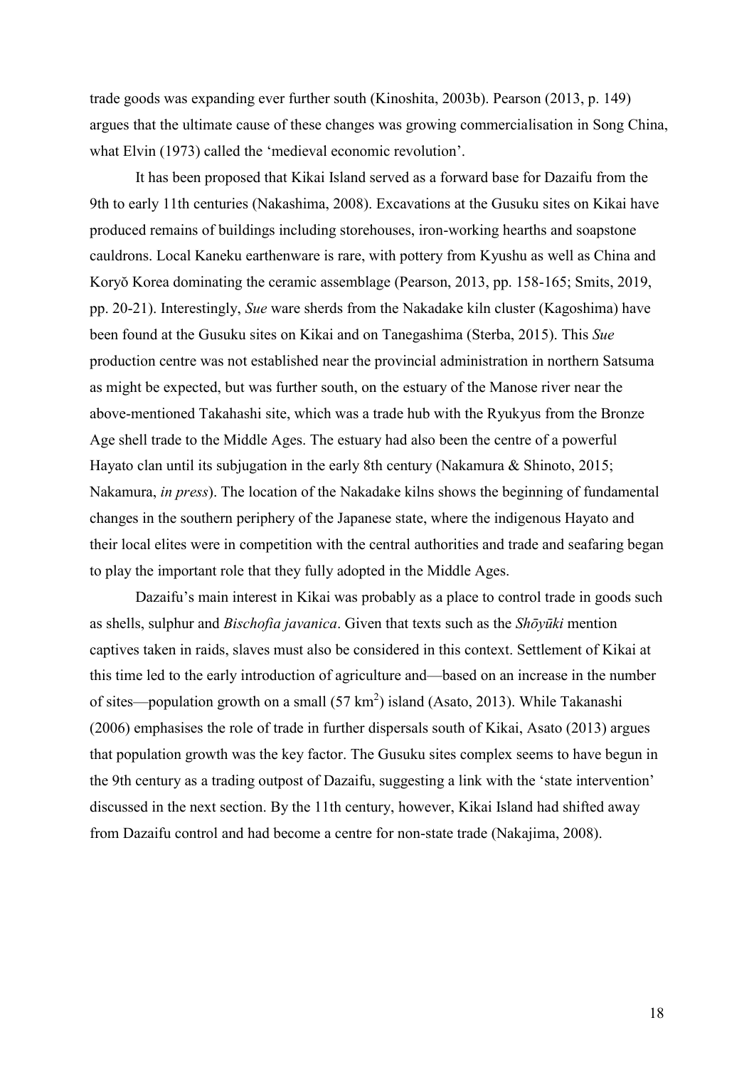trade goods was expanding ever further south (Kinoshita, 2003b). Pearson (2013, p. 149) argues that the ultimate cause of these changes was growing commercialisation in Song China, what Elvin (1973) called the 'medieval economic revolution'.

It has been proposed that Kikai Island served as a forward base for Dazaifu from the 9th to early 11th centuries (Nakashima, 2008). Excavations at the Gusuku sites on Kikai have produced remains of buildings including storehouses, iron-working hearths and soapstone cauldrons. Local Kaneku earthenware is rare, with pottery from Kyushu as well as China and Koryŏ Korea dominating the ceramic assemblage (Pearson, 2013, pp. 158-165; Smits, 2019, pp. 20-21). Interestingly, *Sue* ware sherds from the Nakadake kiln cluster (Kagoshima) have been found at the Gusuku sites on Kikai and on Tanegashima (Sterba, 2015). This *Sue* production centre was not established near the provincial administration in northern Satsuma as might be expected, but was further south, on the estuary of the Manose river near the above-mentioned Takahashi site, which was a trade hub with the Ryukyus from the Bronze Age shell trade to the Middle Ages. The estuary had also been the centre of a powerful Hayato clan until its subjugation in the early 8th century (Nakamura & Shinoto, 2015; Nakamura, *in press*). The location of the Nakadake kilns shows the beginning of fundamental changes in the southern periphery of the Japanese state, where the indigenous Hayato and their local elites were in competition with the central authorities and trade and seafaring began to play the important role that they fully adopted in the Middle Ages.

Dazaifu's main interest in Kikai was probably as a place to control trade in goods such as shells, sulphur and *Bischofia javanica*. Given that texts such as the *Shōyūki* mention captives taken in raids, slaves must also be considered in this context. Settlement of Kikai at this time led to the early introduction of agriculture and—based on an increase in the number of sites—population growth on a small (57 km$^2$) island (Asato, 2013). While Takanashi (2006) emphasises the role of trade in further dispersals south of Kikai, Asato (2013) argues that population growth was the key factor. The Gusuku sites complex seems to have begun in the 9th century as a trading outpost of Dazaifu, suggesting a link with the 'state intervention' discussed in the next section. By the 11th century, however, Kikai Island had shifted away from Dazaifu control and had become a centre for non-state trade (Nakajima, 2008).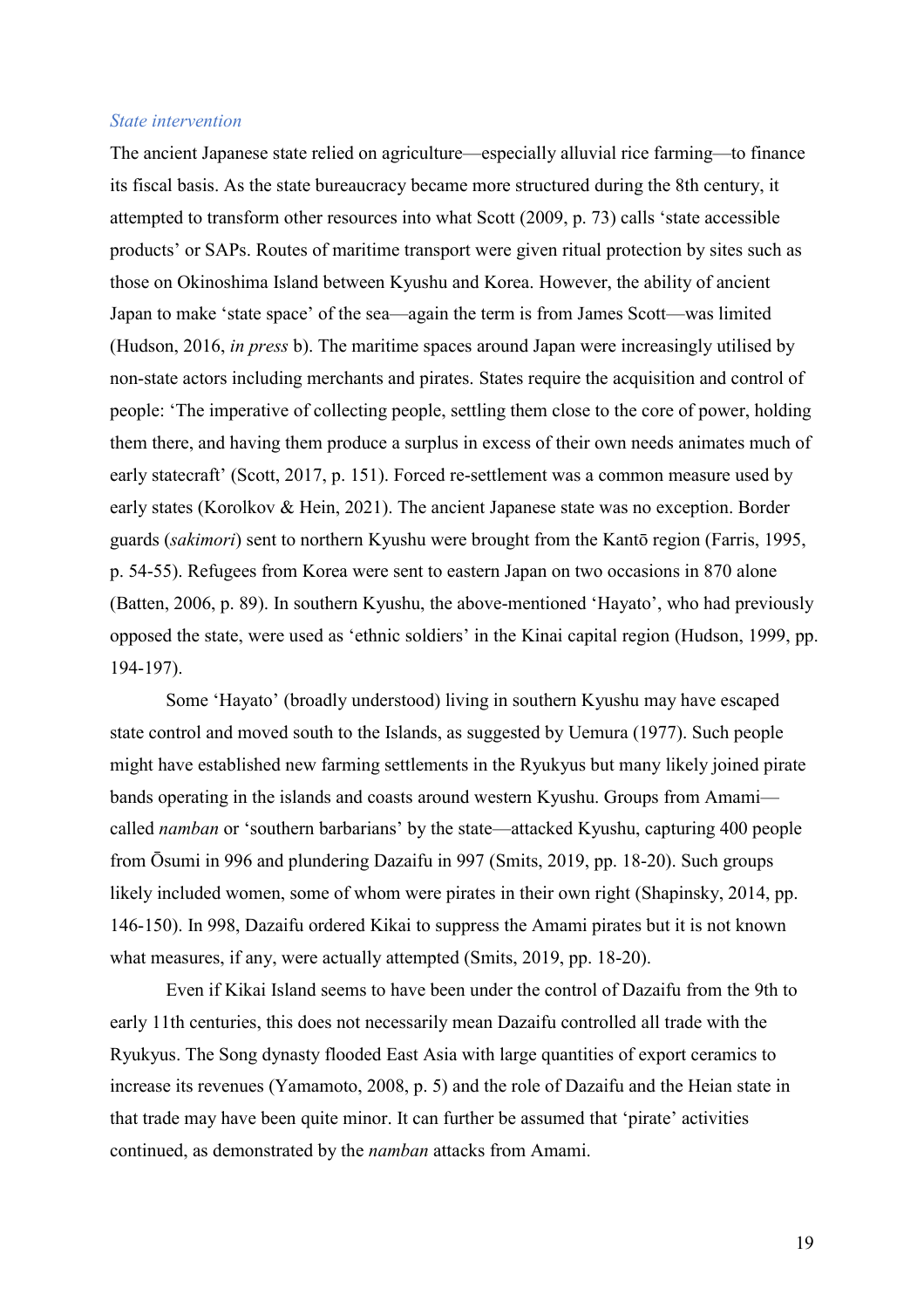### *State intervention*

The ancient Japanese state relied on agriculture—especially alluvial rice farming—to finance its fiscal basis. As the state bureaucracy became more structured during the 8th century, it attempted to transform other resources into what Scott (2009, p. 73) calls 'state accessible products' or SAPs. Routes of maritime transport were given ritual protection by sites such as those on Okinoshima Island between Kyushu and Korea. However, the ability of ancient Japan to make 'state space' of the sea—again the term is from James Scott—was limited (Hudson, 2016, *in press* b). The maritime spaces around Japan were increasingly utilised by non-state actors including merchants and pirates. States require the acquisition and control of people: 'The imperative of collecting people, settling them close to the core of power, holding them there, and having them produce a surplus in excess of their own needs animates much of early statecraft' (Scott, 2017, p. 151). Forced re-settlement was a common measure used by early states (Korolkov & Hein, 2021). The ancient Japanese state was no exception. Border guards (*sakimori*) sent to northern Kyushu were brought from the Kantō region (Farris, 1995, p. 54-55). Refugees from Korea were sent to eastern Japan on two occasions in 870 alone (Batten, 2006, p. 89). In southern Kyushu, the above-mentioned 'Hayato', who had previously opposed the state, were used as 'ethnic soldiers' in the Kinai capital region (Hudson, 1999, pp. 194-197).

Some 'Hayato' (broadly understood) living in southern Kyushu may have escaped state control and moved south to the Islands, as suggested by Uemura (1977). Such people might have established new farming settlements in the Ryukyus but many likely joined pirate bands operating in the islands and coasts around western Kyushu. Groups from Amami—called *namban* or 'southern barbarians' by the state—attacked Kyushu, capturing 400 people from Ōsumi in 996 and plundering Dazaifu in 997 (Smits, 2019, pp. 18-20). Such groups likely included women, some of whom were pirates in their own right (Shapinsky, 2014, pp. 146-150). In 998, Dazaifu ordered Kikai to suppress the Amami pirates but it is not known what measures, if any, were actually attempted (Smits, 2019, pp. 18-20).

Even if Kikai Island seems to have been under the control of Dazaifu from the 9th to early 11th centuries, this does not necessarily mean Dazaifu controlled all trade with the Ryukyus. The Song dynasty flooded East Asia with large quantities of export ceramics to increase its revenues (Yamamoto, 2008, p. 5) and the role of Dazaifu and the Heian state in that trade may have been quite minor. It can further be assumed that 'pirate' activities continued, as demonstrated by the *namban* attacks from Amami.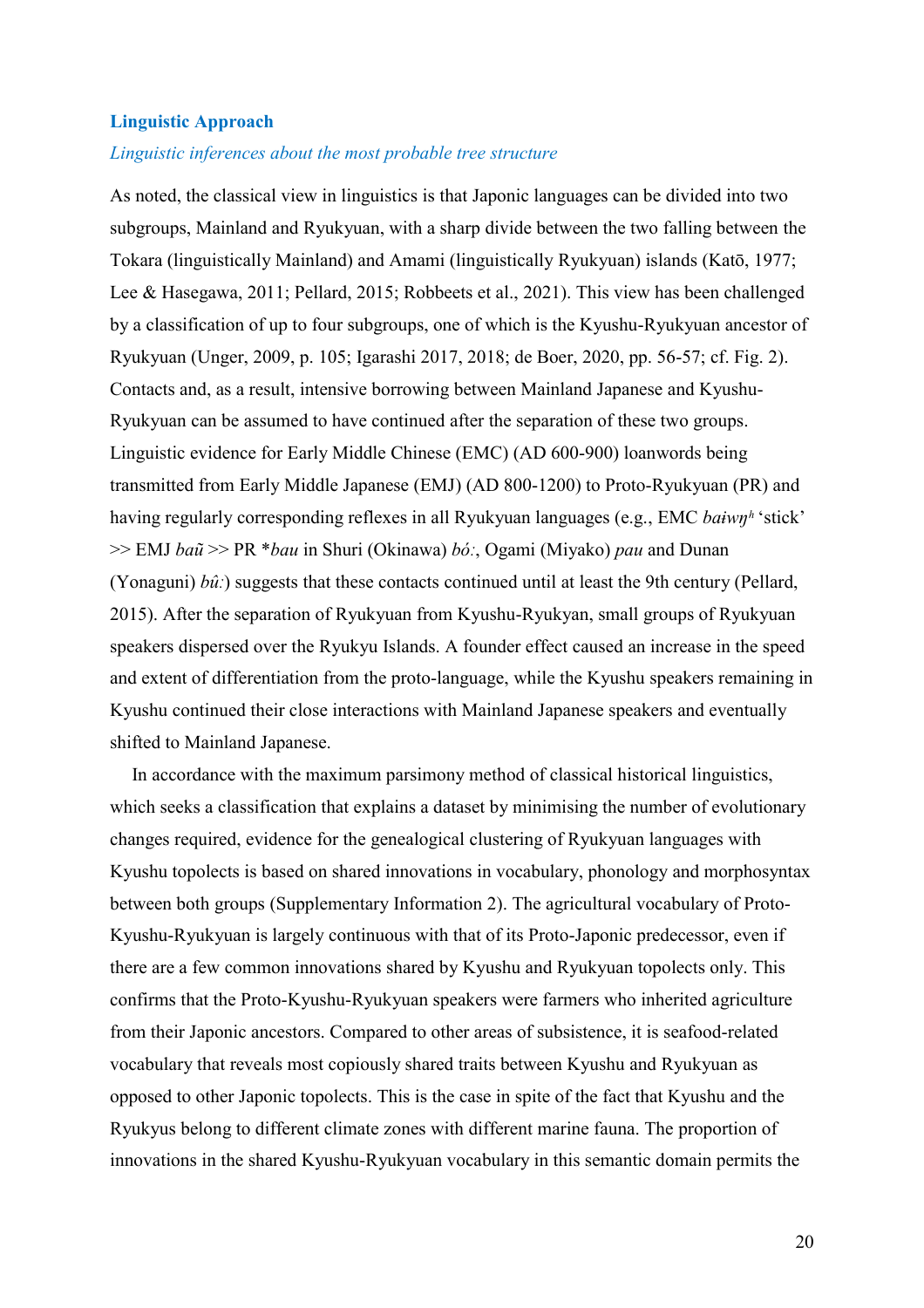## Linguistic Approach

### *Linguistic inferences about the most probable tree structure*

As noted, the classical view in linguistics is that Japonic languages can be divided into two subgroups, Mainland and Ryukyuan, with a sharp divide between the two falling between the Tokara (linguistically Mainland) and Amami (linguistically Ryukyuan) islands (Katō, 1977; Lee & Hasegawa, 2011; Pellard, 2015; Robbeets et al., 2021). This view has been challenged by a classification of up to four subgroups, one of which is the Kyushu-Ryukyuan ancestor of Ryukyuan (Unger, 2009, p. 105; Igarashi 2017, 2018; de Boer, 2020, pp. 56-57; cf. Fig. 2). Contacts and, as a result, intensive borrowing between Mainland Japanese and Kyushu-Ryukyuan can be assumed to have continued after the separation of these two groups. Linguistic evidence for Early Middle Chinese (EMC) (AD 600-900) loanwords being transmitted from Early Middle Japanese (EMJ) (AD 800-1200) to Proto-Ryukyuan (PR) and having regularly corresponding reflexes in all Ryukyuan languages (e.g., EMC *baɨwŋʰ* 'stick' >> EMJ *baũ* >> PR *\*bau* in Shuri (Okinawa) *bóː*, Ogami (Miyako) *pau* and Dunan (Yonaguni) *bûː*) suggests that these contacts continued until at least the 9th century (Pellard, 2015). After the separation of Ryukyuan from Kyushu-Ryukyan, small groups of Ryukyuan speakers dispersed over the Ryukyu Islands. A founder effect caused an increase in the speed and extent of differentiation from the proto-language, while the Kyushu speakers remaining in Kyushu continued their close interactions with Mainland Japanese speakers and eventually shifted to Mainland Japanese.

In accordance with the maximum parsimony method of classical historical linguistics, which seeks a classification that explains a dataset by minimising the number of evolutionary changes required, evidence for the genealogical clustering of Ryukyuan languages with Kyushu topolects is based on shared innovations in vocabulary, phonology and morphosyntax between both groups (Supplementary Information 2). The agricultural vocabulary of Proto-Kyushu-Ryukyuan is largely continuous with that of its Proto-Japonic predecessor, even if there are a few common innovations shared by Kyushu and Ryukyuan topolects only. This confirms that the Proto-Kyushu-Ryukyuan speakers were farmers who inherited agriculture from their Japonic ancestors. Compared to other areas of subsistence, it is seafood-related vocabulary that reveals most copiously shared traits between Kyushu and Ryukyuan as opposed to other Japonic topolects. This is the case in spite of the fact that Kyushu and the Ryukyus belong to different climate zones with different marine fauna. The proportion of innovations in the shared Kyushu-Ryukyuan vocabulary in this semantic domain permits the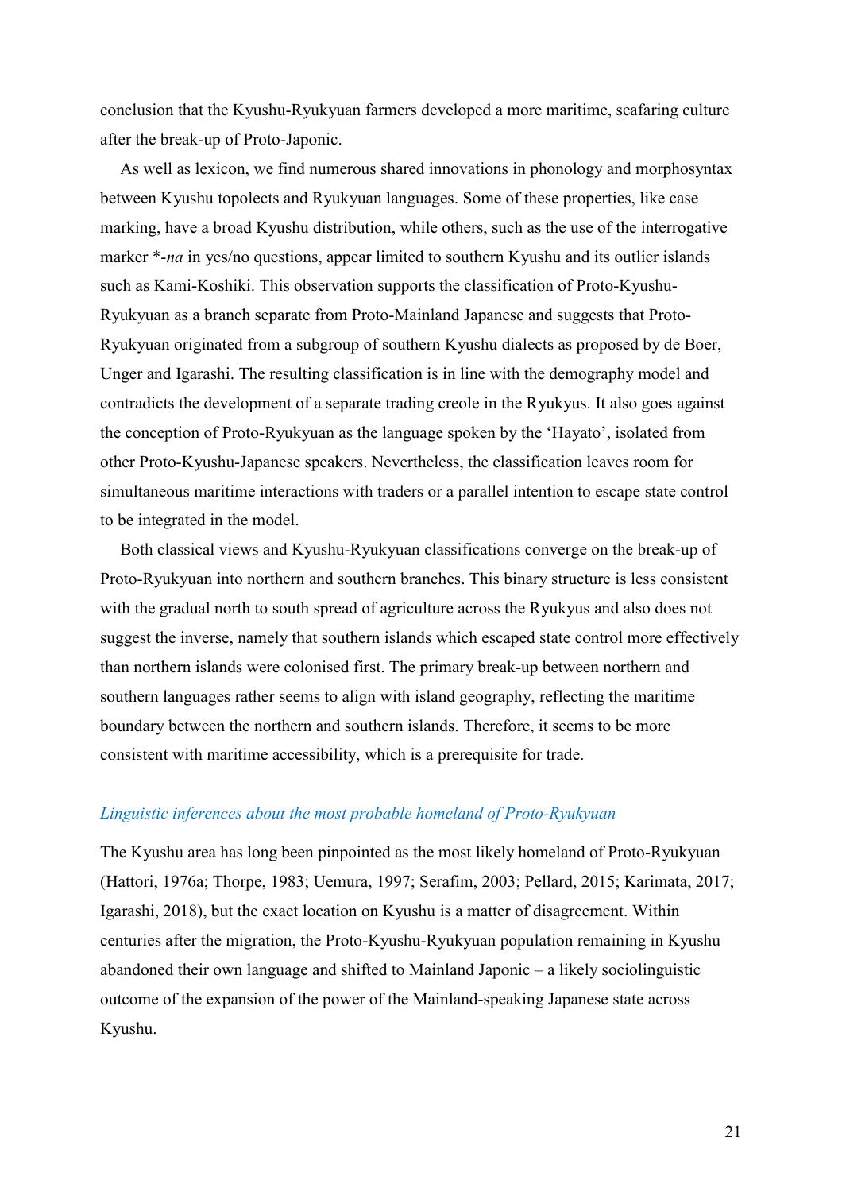conclusion that the Kyushu-Ryukyuan farmers developed a more maritime, seafaring culture after the break-up of Proto-Japonic.

As well as lexicon, we find numerous shared innovations in phonology and morphosyntax between Kyushu topolects and Ryukyuan languages. Some of these properties, like case marking, have a broad Kyushu distribution, while others, such as the use of the interrogative marker *-*na* in yes/no questions, appear limited to southern Kyushu and its outlier islands such as Kami-Koshiki. This observation supports the classification of Proto-Kyushu-Ryukyuan as a branch separate from Proto-Mainland Japanese and suggests that Proto-Ryukyuan originated from a subgroup of southern Kyushu dialects as proposed by de Boer, Unger and Igarashi. The resulting classification is in line with the demography model and contradicts the development of a separate trading creole in the Ryukyus. It also goes against the conception of Proto-Ryukyuan as the language spoken by the 'Hayato', isolated from other Proto-Kyushu-Japanese speakers. Nevertheless, the classification leaves room for simultaneous maritime interactions with traders or a parallel intention to escape state control to be integrated in the model.

Both classical views and Kyushu-Ryukyuan classifications converge on the break-up of Proto-Ryukyuan into northern and southern branches. This binary structure is less consistent with the gradual north to south spread of agriculture across the Ryukyus and also does not suggest the inverse, namely that southern islands which escaped state control more effectively than northern islands were colonised first. The primary break-up between northern and southern languages rather seems to align with island geography, reflecting the maritime boundary between the northern and southern islands. Therefore, it seems to be more consistent with maritime accessibility, which is a prerequisite for trade.

### *Linguistic inferences about the most probable homeland of Proto-Ryukyuan*

The Kyushu area has long been pinpointed as the most likely homeland of Proto-Ryukyuan (Hattori, 1976a; Thorpe, 1983; Uemura, 1997; Serafim, 2003; Pellard, 2015; Karimata, 2017; Igarashi, 2018), but the exact location on Kyushu is a matter of disagreement. Within centuries after the migration, the Proto-Kyushu-Ryukyuan population remaining in Kyushu abandoned their own language and shifted to Mainland Japonic – a likely sociolinguistic outcome of the expansion of the power of the Mainland-speaking Japanese state across Kyushu.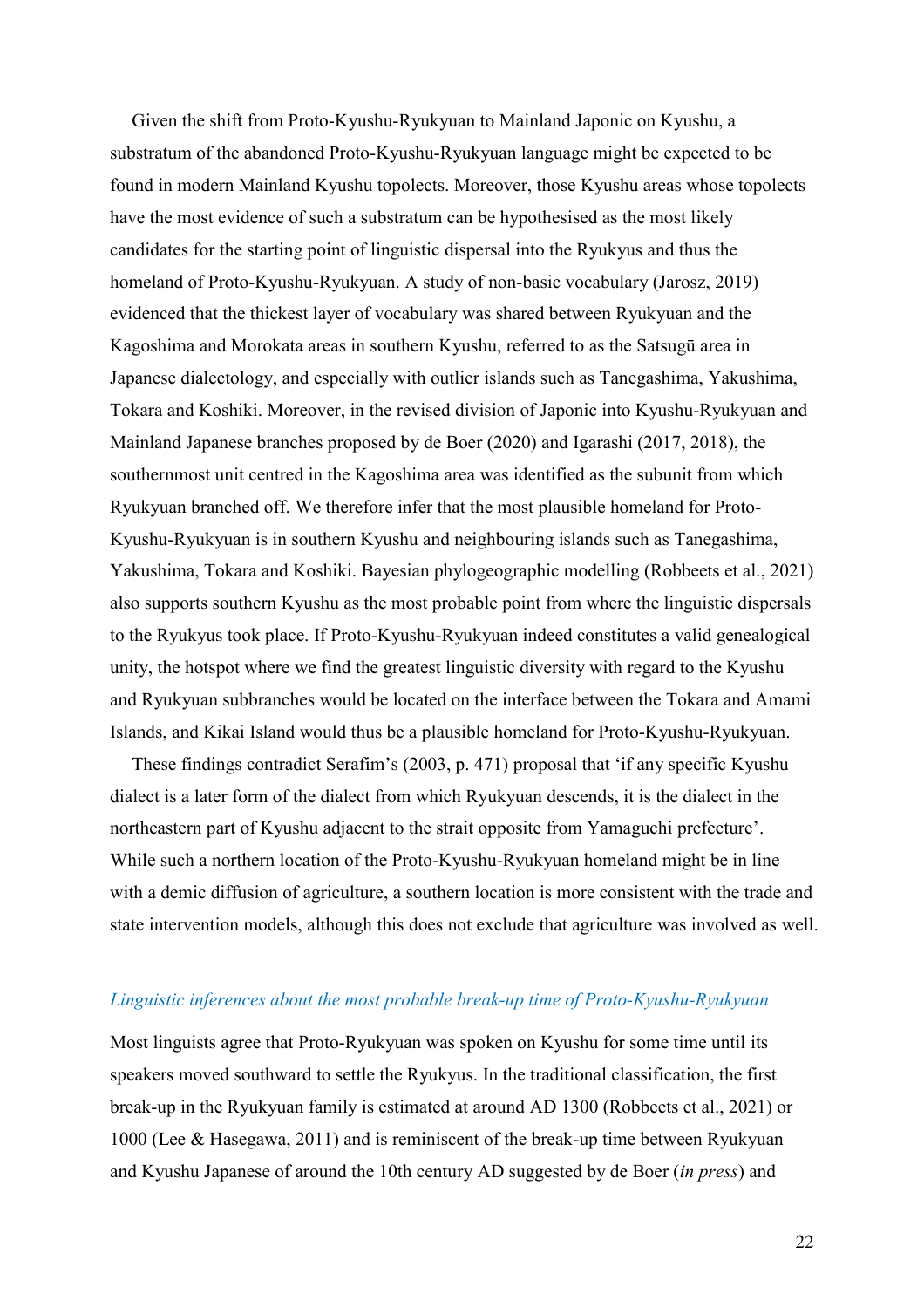Given the shift from Proto-Kyushu-Ryukyuan to Mainland Japonic on Kyushu, a substratum of the abandoned Proto-Kyushu-Ryukyuan language might be expected to be found in modern Mainland Kyushu topolects. Moreover, those Kyushu areas whose topolects have the most evidence of such a substratum can be hypothesised as the most likely candidates for the starting point of linguistic dispersal into the Ryukyus and thus the homeland of Proto-Kyushu-Ryukyuan. A study of non-basic vocabulary (Jarosz, 2019) evidenced that the thickest layer of vocabulary was shared between Ryukyuan and the Kagoshima and Morokata areas in southern Kyushu, referred to as the Satsugū area in Japanese dialectology, and especially with outlier islands such as Tanegashima, Yakushima, Tokara and Koshiki. Moreover, in the revised division of Japonic into Kyushu-Ryukyuan and Mainland Japanese branches proposed by de Boer (2020) and Igarashi (2017, 2018), the southernmost unit centred in the Kagoshima area was identified as the subunit from which Ryukyuan branched off. We therefore infer that the most plausible homeland for Proto-Kyushu-Ryukyuan is in southern Kyushu and neighbouring islands such as Tanegashima, Yakushima, Tokara and Koshiki. Bayesian phylogeographic modelling (Robbeets et al., 2021) also supports southern Kyushu as the most probable point from where the linguistic dispersals to the Ryukyus took place. If Proto-Kyushu-Ryukyuan indeed constitutes a valid genealogical unity, the hotspot where we find the greatest linguistic diversity with regard to the Kyushu and Ryukyuan subbranches would be located on the interface between the Tokara and Amami Islands, and Kikai Island would thus be a plausible homeland for Proto-Kyushu-Ryukyuan.

These findings contradict Serafim's (2003, p. 471) proposal that 'if any specific Kyushu dialect is a later form of the dialect from which Ryukyuan descends, it is the dialect in the northeastern part of Kyushu adjacent to the strait opposite from Yamaguchi prefecture'. While such a northern location of the Proto-Kyushu-Ryukyuan homeland might be in line with a demic diffusion of agriculture, a southern location is more consistent with the trade and state intervention models, although this does not exclude that agriculture was involved as well.

### *Linguistic inferences about the most probable break-up time of Proto-Kyushu-Ryukyuan*

Most linguists agree that Proto-Ryukyuan was spoken on Kyushu for some time until its speakers moved southward to settle the Ryukyus. In the traditional classification, the first break-up in the Ryukyuan family is estimated at around AD 1300 (Robbeets et al., 2021) or 1000 (Lee & Hasegawa, 2011) and is reminiscent of the break-up time between Ryukyuan and Kyushu Japanese of around the 10th century AD suggested by de Boer (*in press*) and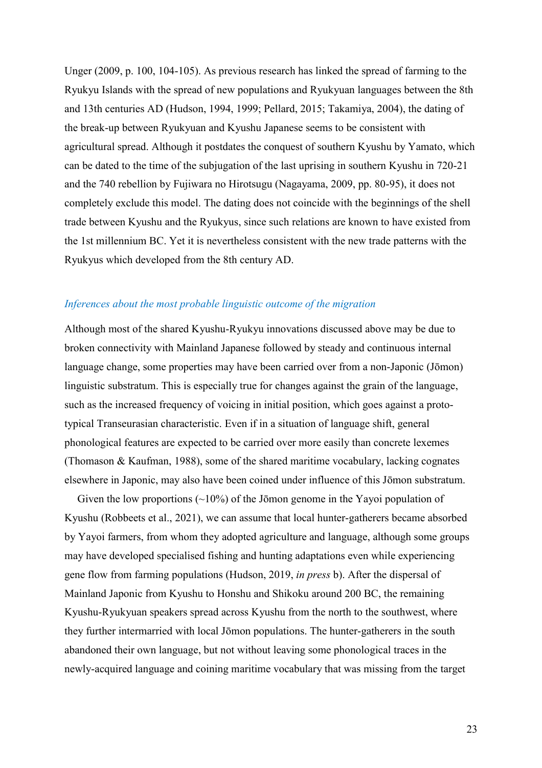Unger (2009, p. 100, 104-105). As previous research has linked the spread of farming to the Ryukyu Islands with the spread of new populations and Ryukyuan languages between the 8th and 13th centuries AD (Hudson, 1994, 1999; Pellard, 2015; Takamiya, 2004), the dating of the break-up between Ryukyuan and Kyushu Japanese seems to be consistent with agricultural spread. Although it postdates the conquest of southern Kyushu by Yamato, which can be dated to the time of the subjugation of the last uprising in southern Kyushu in 720-21 and the 740 rebellion by Fujiwara no Hirotsugu (Nagayama, 2009, pp. 80-95), it does not completely exclude this model. The dating does not coincide with the beginnings of the shell trade between Kyushu and the Ryukyus, since such relations are known to have existed from the 1st millennium BC. Yet it is nevertheless consistent with the new trade patterns with the Ryukyus which developed from the 8th century AD.

### *Inferences about the most probable linguistic outcome of the migration*

Although most of the shared Kyushu-Ryukyu innovations discussed above may be due to broken connectivity with Mainland Japanese followed by steady and continuous internal language change, some properties may have been carried over from a non-Japonic (Jōmon) linguistic substratum. This is especially true for changes against the grain of the language, such as the increased frequency of voicing in initial position, which goes against a proto-typical Transeurasian characteristic. Even if in a situation of language shift, general phonological features are expected to be carried over more easily than concrete lexemes (Thomason & Kaufman, 1988), some of the shared maritime vocabulary, lacking cognates elsewhere in Japonic, may also have been coined under influence of this Jōmon substratum.

Given the low proportions (~10%) of the Jōmon genome in the Yayoi population of Kyushu (Robbeets et al., 2021), we can assume that local hunter-gatherers became absorbed by Yayoi farmers, from whom they adopted agriculture and language, although some groups may have developed specialised fishing and hunting adaptations even while experiencing gene flow from farming populations (Hudson, 2019, *in press* b). After the dispersal of Mainland Japonic from Kyushu to Honshu and Shikoku around 200 BC, the remaining Kyushu-Ryukyuan speakers spread across Kyushu from the north to the southwest, where they further intermarried with local Jōmon populations. The hunter-gatherers in the south abandoned their own language, but not without leaving some phonological traces in the newly-acquired language and coining maritime vocabulary that was missing from the target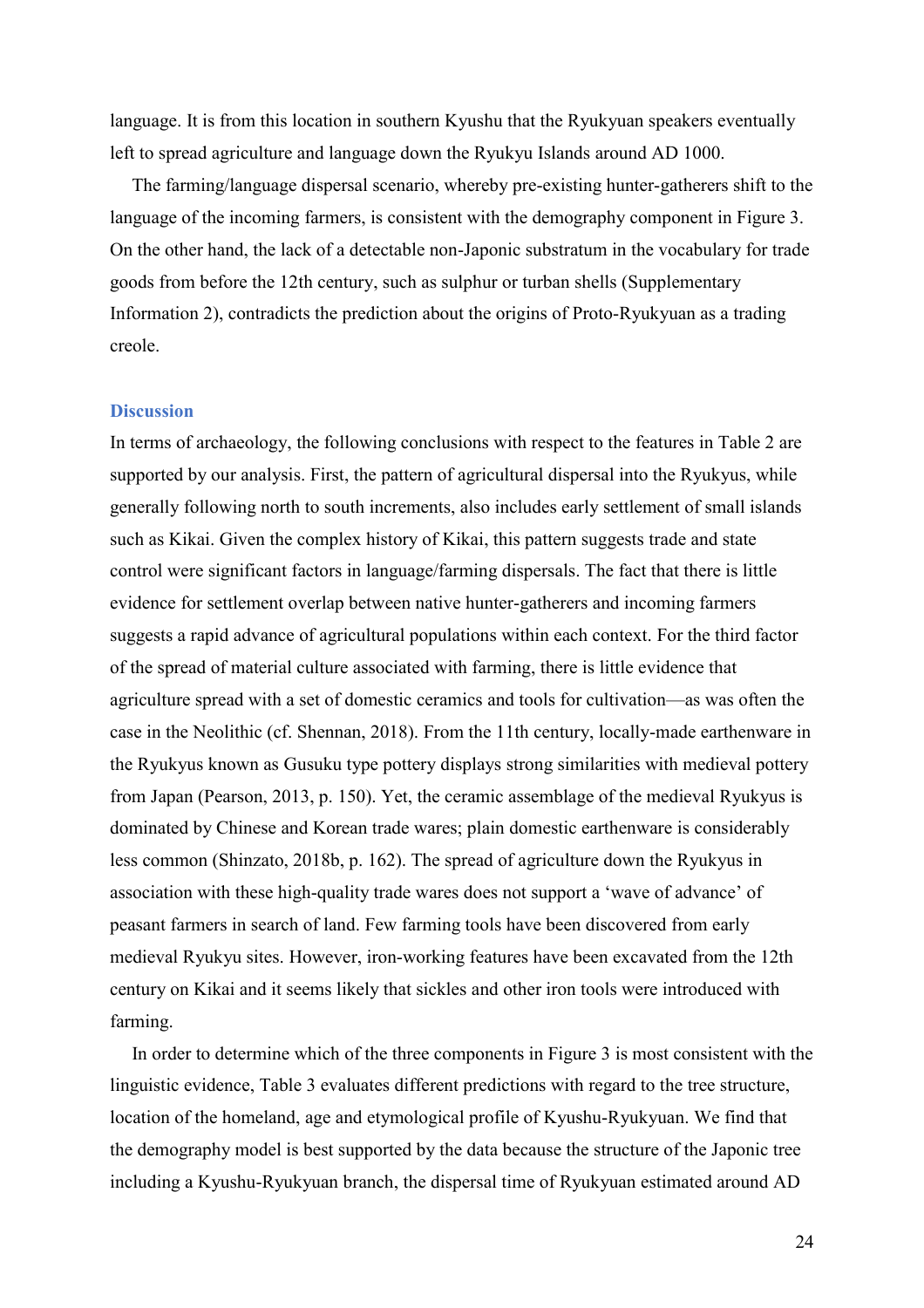language. It is from this location in southern Kyushu that the Ryukyuan speakers eventually left to spread agriculture and language down the Ryukyu Islands around AD 1000.

The farming/language dispersal scenario, whereby pre-existing hunter-gatherers shift to the language of the incoming farmers, is consistent with the demography component in Figure 3. On the other hand, the lack of a detectable non-Japonic substratum in the vocabulary for trade goods from before the 12th century, such as sulphur or turban shells (Supplementary Information 2), contradicts the prediction about the origins of Proto-Ryukyuan as a trading creole.

## Discussion

In terms of archaeology, the following conclusions with respect to the features in Table 2 are supported by our analysis. First, the pattern of agricultural dispersal into the Ryukyus, while generally following north to south increments, also includes early settlement of small islands such as Kikai. Given the complex history of Kikai, this pattern suggests trade and state control were significant factors in language/farming dispersals. The fact that there is little evidence for settlement overlap between native hunter-gatherers and incoming farmers suggests a rapid advance of agricultural populations within each context. For the third factor of the spread of material culture associated with farming, there is little evidence that agriculture spread with a set of domestic ceramics and tools for cultivation—as was often the case in the Neolithic (cf. Shennan, 2018). From the 11th century, locally-made earthenware in the Ryukyus known as Gusuku type pottery displays strong similarities with medieval pottery from Japan (Pearson, 2013, p. 150). Yet, the ceramic assemblage of the medieval Ryukyus is dominated by Chinese and Korean trade wares; plain domestic earthenware is considerably less common (Shinzato, 2018b, p. 162). The spread of agriculture down the Ryukyus in association with these high-quality trade wares does not support a 'wave of advance' of peasant farmers in search of land. Few farming tools have been discovered from early medieval Ryukyu sites. However, iron-working features have been excavated from the 12th century on Kikai and it seems likely that sickles and other iron tools were introduced with farming.

In order to determine which of the three components in Figure 3 is most consistent with the linguistic evidence, Table 3 evaluates different predictions with regard to the tree structure, location of the homeland, age and etymological profile of Kyushu-Ryukyuan. We find that the demography model is best supported by the data because the structure of the Japonic tree including a Kyushu-Ryukyuan branch, the dispersal time of Ryukyuan estimated around AD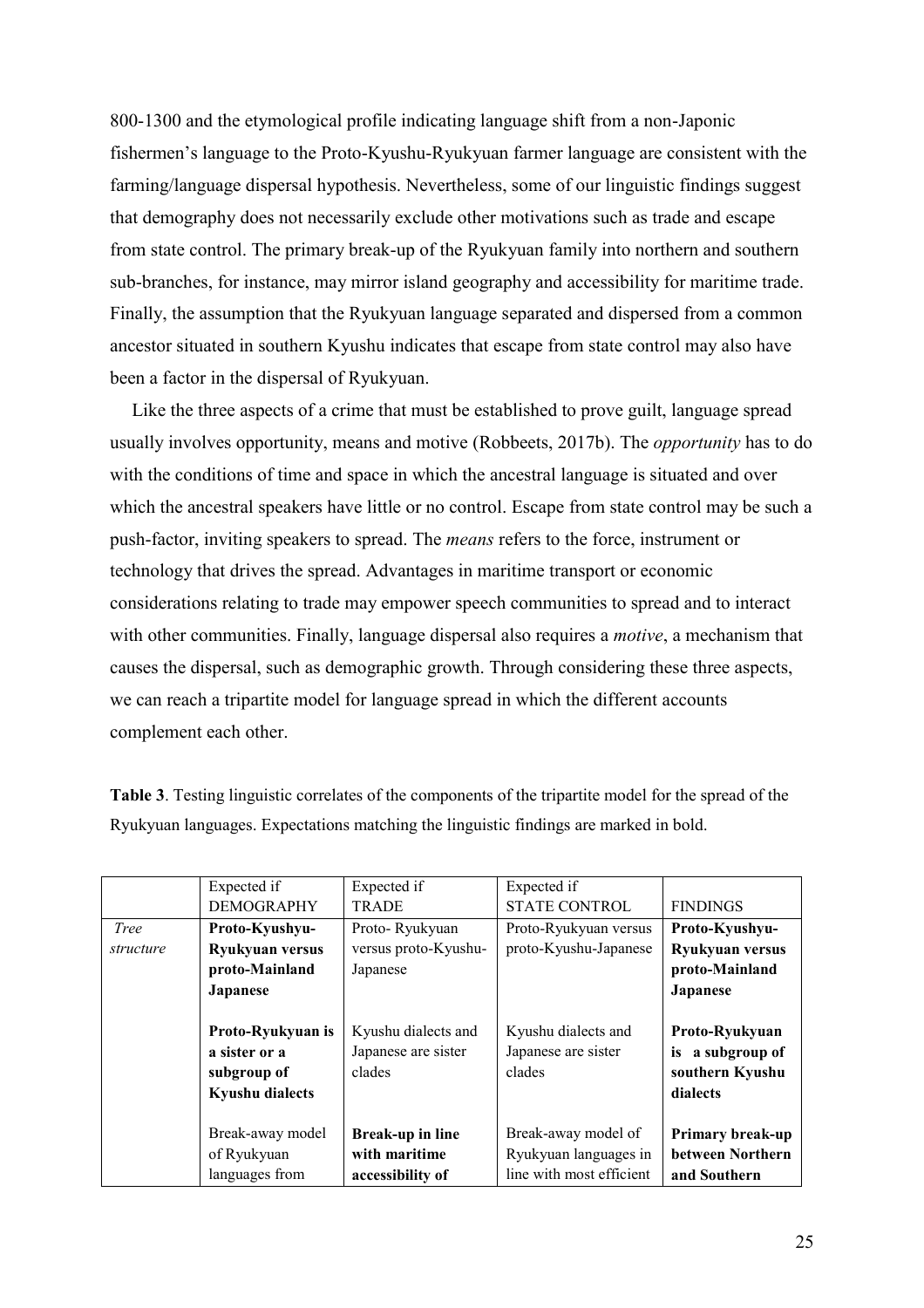800-1300 and the etymological profile indicating language shift from a non-Japonic fishermen's language to the Proto-Kyushu-Ryukyuan farmer language are consistent with the farming/language dispersal hypothesis. Nevertheless, some of our linguistic findings suggest that demography does not necessarily exclude other motivations such as trade and escape from state control. The primary break-up of the Ryukyuan family into northern and southern sub-branches, for instance, may mirror island geography and accessibility for maritime trade. Finally, the assumption that the Ryukyuan language separated and dispersed from a common ancestor situated in southern Kyushu indicates that escape from state control may also have been a factor in the dispersal of Ryukyuan.

Like the three aspects of a crime that must be established to prove guilt, language spread usually involves opportunity, means and motive (Robbeets, 2017b). The *opportunity* has to do with the conditions of time and space in which the ancestral language is situated and over which the ancestral speakers have little or no control. Escape from state control may be such a push-factor, inviting speakers to spread. The *means* refers to the force, instrument or technology that drives the spread. Advantages in maritime transport or economic considerations relating to trade may empower speech communities to spread and to interact with other communities. Finally, language dispersal also requires a *motive*, a mechanism that causes the dispersal, such as demographic growth. Through considering these three aspects, we can reach a tripartite model for language spread in which the different accounts complement each other.

**Table 3**. Testing linguistic correlates of the components of the tripartite model for the spread of the Ryukyuan languages. Expectations matching the linguistic findings are marked in bold.

| | Expected if DEMOGRAPHY | Expected if TRADE | Expected if STATE CONTROL | FINDINGS |
|---|---|---|---|---|
| *Tree structure* | **Proto-Kyushyu-Ryukyuan versus proto-Mainland Japanese** | Proto- Ryukyuan versus proto-Kyushu-Japanese | Proto-Ryukyuan versus proto-Kyushu-Japanese | **Proto-Kyushyu-Ryukyuan versus proto-Mainland Japanese** |
| | **Proto-Ryukyuan is a sister or a subgroup of Kyushu dialects** | Kyushu dialects and Japanese are sister clades | Kyushu dialects and Japanese are sister clades | **Proto-Ryukyuan is a subgroup of southern Kyushu dialects** |
| | Break-away model of Ryukyuan languages from | **Break-up in line with maritime accessibility of** | Break-away model of Ryukyuan languages in line with most efficient | **Primary break-up between Northern and Southern** |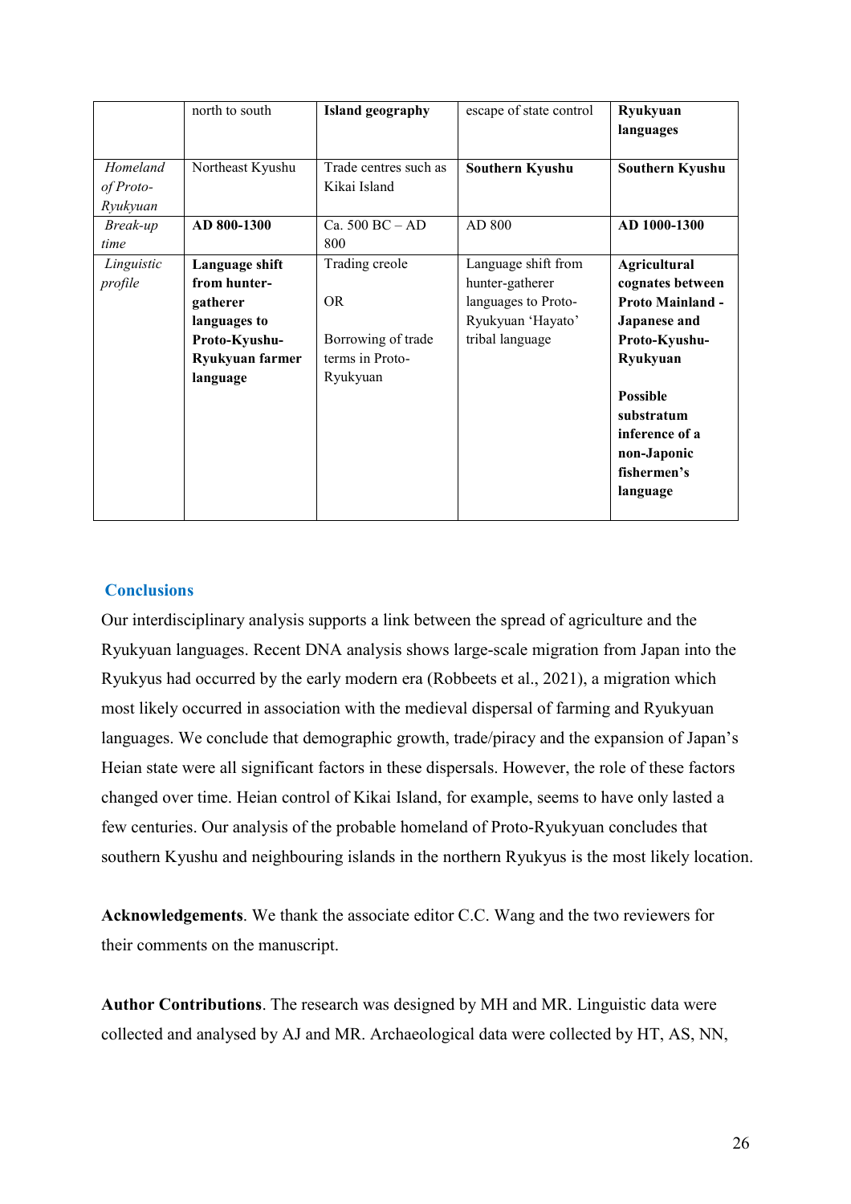| | north to south | **Island geography** | escape of state control | **Ryukyuan languages** |
|---|---|---|---|---|
| *Homeland of Proto-Ryukyuan* | Northeast Kyushu | Trade centres such as Kikai Island | **Southern Kyushu** | **Southern Kyushu** |
| *Break-up time* | **AD 800-1300** | Ca. 500 BC – AD 800 | AD 800 | **AD 1000-1300** |
| *Linguistic profile* | **Language shift from hunter-gatherer languages to Proto-Kyushu-Ryukyuan farmer language** | Trading creole<br><br>OR<br><br>Borrowing of trade terms in Proto-Ryukyuan | Language shift from hunter-gatherer languages to Proto-Ryukyuan 'Hayato' tribal language | **Agricultural cognates between Proto Mainland - Japanese and Proto-Kyushu-Ryukyuan**<br><br>**Possible substratum inference of a non-Japonic fishermen's language** |

## Conclusions

Our interdisciplinary analysis supports a link between the spread of agriculture and the Ryukyuan languages. Recent DNA analysis shows large-scale migration from Japan into the Ryukyus had occurred by the early modern era (Robbeets et al., 2021), a migration which most likely occurred in association with the medieval dispersal of farming and Ryukyuan languages. We conclude that demographic growth, trade/piracy and the expansion of Japan's Heian state were all significant factors in these dispersals. However, the role of these factors changed over time. Heian control of Kikai Island, for example, seems to have only lasted a few centuries. Our analysis of the probable homeland of Proto-Ryukyuan concludes that southern Kyushu and neighbouring islands in the northern Ryukyus is the most likely location.

**Acknowledgements**. We thank the associate editor C.C. Wang and the two reviewers for their comments on the manuscript.

**Author Contributions**. The research was designed by MH and MR. Linguistic data were collected and analysed by AJ and MR. Archaeological data were collected by HT, AS, NN,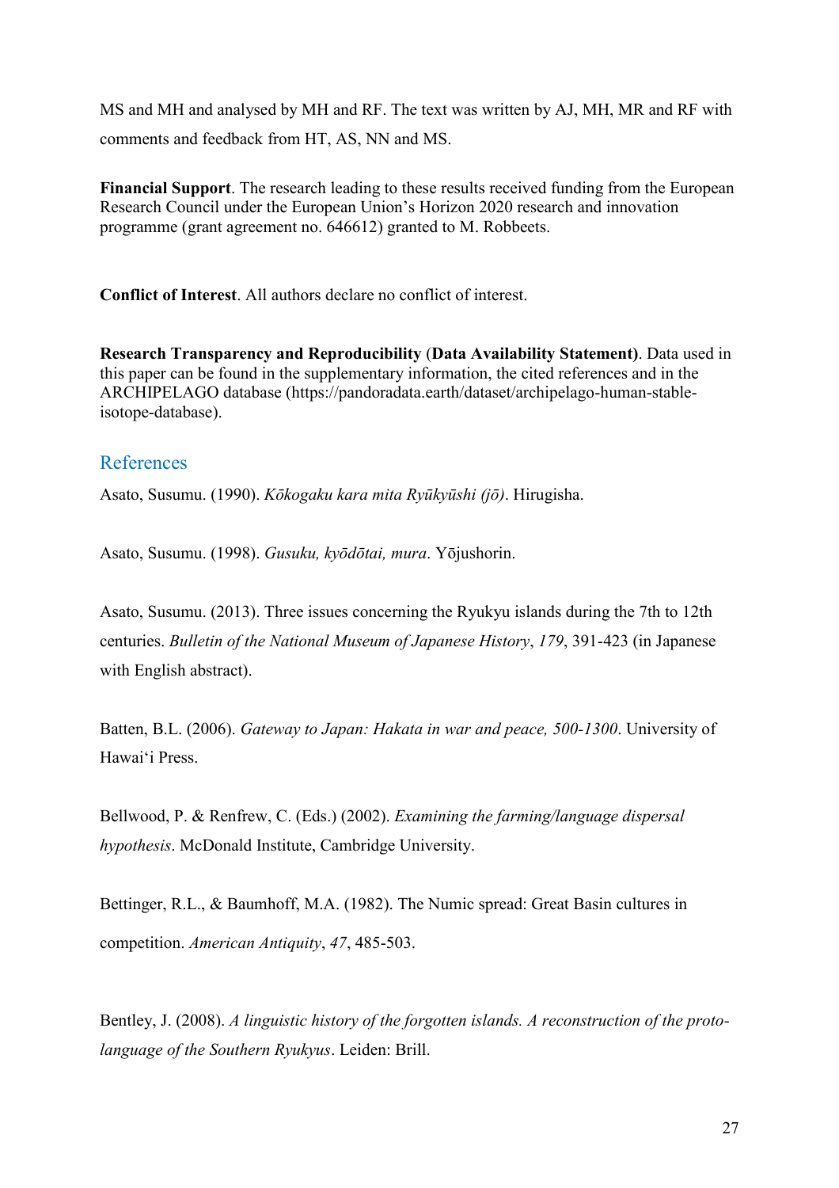MS and MH and analysed by MH and RF. The text was written by AJ, MH, MR and RF with comments and feedback from HT, AS, NN and MS.

**Financial Support**. The research leading to these results received funding from the European Research Council under the European Union's Horizon 2020 research and innovation programme (grant agreement no. 646612) granted to M. Robbeets.

**Conflict of Interest**. All authors declare no conflict of interest.

**Research Transparency and Reproducibility** (**Data Availability Statement)**. Data used in this paper can be found in the supplementary information, the cited references and in the ARCHIPELAGO database (https://pandoradata.earth/dataset/archipelago-human-stable-isotope-database).

## References

Asato, Susumu. (1990). *Kōkogaku kara mita Ryūkyūshi (jō)*. Hirugisha.

Asato, Susumu. (1998). *Gusuku, kyōdōtai, mura*. Yōjushorin.

Asato, Susumu. (2013). Three issues concerning the Ryukyu islands during the 7th to 12th centuries. *Bulletin of the National Museum of Japanese History*, *179*, 391-423 (in Japanese with English abstract).

Batten, B.L. (2006). *Gateway to Japan: Hakata in war and peace, 500-1300*. University of Hawai'i Press.

Bellwood, P. & Renfrew, C. (Eds.) (2002). *Examining the farming/language dispersal hypothesis*. McDonald Institute, Cambridge University.

Bettinger, R.L., & Baumhoff, M.A. (1982). The Numic spread: Great Basin cultures in competition. *American Antiquity*, *47*, 485-503.

Bentley, J. (2008). *A linguistic history of the forgotten islands. A reconstruction of the proto-language of the Southern Ryukyus*. Leiden: Brill.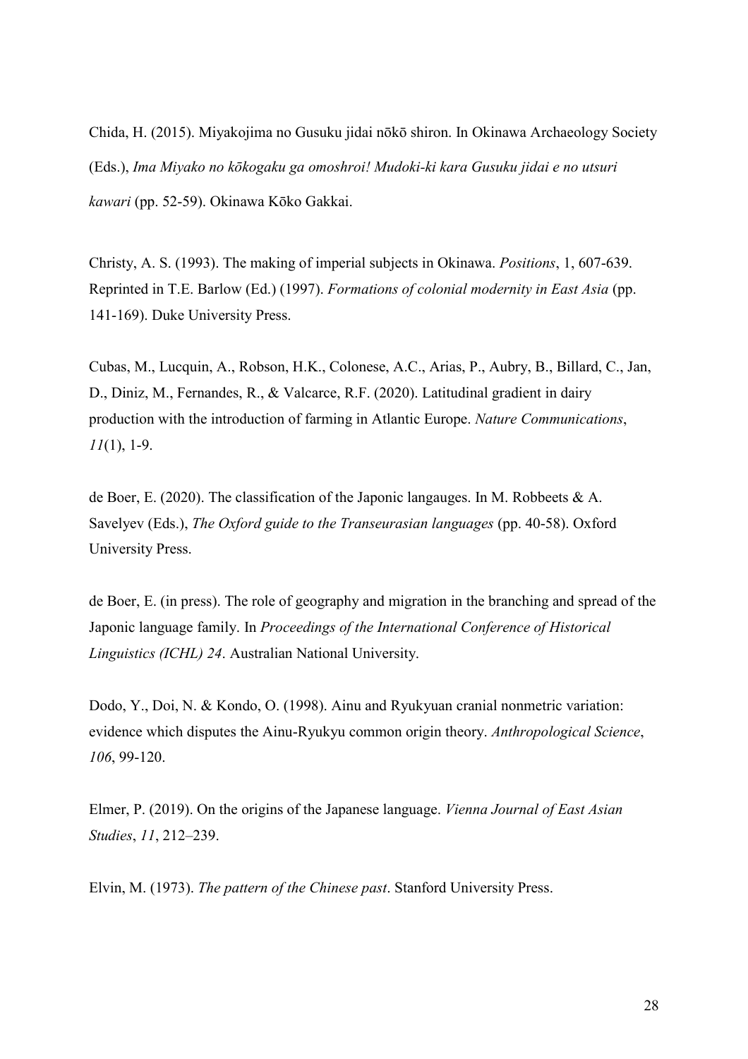Chida, H. (2015). Miyakojima no Gusuku jidai nōkō shiron. In Okinawa Archaeology Society (Eds.), *Ima Miyako no kōkogaku ga omoshroi! Mudoki-ki kara Gusuku jidai e no utsuri kawari* (pp. 52-59). Okinawa Kōko Gakkai.

Christy, A. S. (1993). The making of imperial subjects in Okinawa. *Positions*, 1, 607-639. Reprinted in T.E. Barlow (Ed.) (1997). *Formations of colonial modernity in East Asia* (pp. 141-169). Duke University Press.

Cubas, M., Lucquin, A., Robson, H.K., Colonese, A.C., Arias, P., Aubry, B., Billard, C., Jan, D., Diniz, M., Fernandes, R., & Valcarce, R.F. (2020). Latitudinal gradient in dairy production with the introduction of farming in Atlantic Europe. *Nature Communications*, *11*(1), 1-9.

de Boer, E. (2020). The classification of the Japonic langauges. In M. Robbeets & A. Savelyev (Eds.), *The Oxford guide to the Transeurasian languages* (pp. 40-58). Oxford University Press.

de Boer, E. (in press). The role of geography and migration in the branching and spread of the Japonic language family. In *Proceedings of the International Conference of Historical Linguistics (ICHL) 24*. Australian National University.

Dodo, Y., Doi, N. & Kondo, O. (1998). Ainu and Ryukyuan cranial nonmetric variation: evidence which disputes the Ainu-Ryukyu common origin theory. *Anthropological Science*, *106*, 99-120.

Elmer, P. (2019). On the origins of the Japanese language. *Vienna Journal of East Asian Studies*, *11*, 212–239.

Elvin, M. (1973). *The pattern of the Chinese past*. Stanford University Press.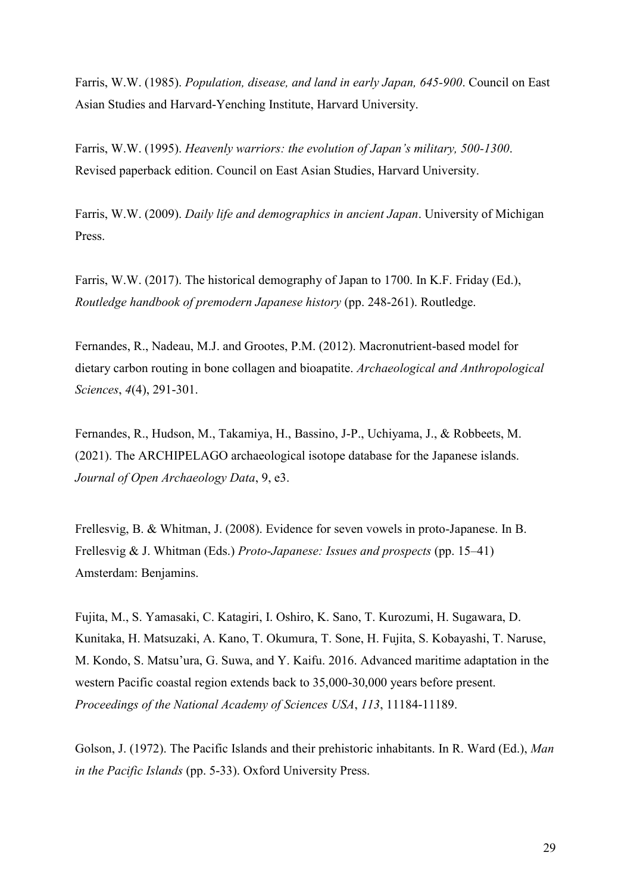Farris, W.W. (1985). *Population, disease, and land in early Japan, 645-900*. Council on East Asian Studies and Harvard-Yenching Institute, Harvard University.

Farris, W.W. (1995). *Heavenly warriors: the evolution of Japan's military, 500-1300*. Revised paperback edition. Council on East Asian Studies, Harvard University.

Farris, W.W. (2009). *Daily life and demographics in ancient Japan*. University of Michigan Press.

Farris, W.W. (2017). The historical demography of Japan to 1700. In K.F. Friday (Ed.), *Routledge handbook of premodern Japanese history* (pp. 248-261). Routledge.

Fernandes, R., Nadeau, M.J. and Grootes, P.M. (2012). Macronutrient-based model for dietary carbon routing in bone collagen and bioapatite. *Archaeological and Anthropological Sciences*, *4*(4), 291-301.

Fernandes, R., Hudson, M., Takamiya, H., Bassino, J-P., Uchiyama, J., & Robbeets, M. (2021). The ARCHIPELAGO archaeological isotope database for the Japanese islands. *Journal of Open Archaeology Data*, 9, e3.

Frellesvig, B. & Whitman, J. (2008). Evidence for seven vowels in proto-Japanese. In B. Frellesvig & J. Whitman (Eds.) *Proto-Japanese: Issues and prospects* (pp. 15–41) Amsterdam: Benjamins.

Fujita, M., S. Yamasaki, C. Katagiri, I. Oshiro, K. Sano, T. Kurozumi, H. Sugawara, D. Kunitaka, H. Matsuzaki, A. Kano, T. Okumura, T. Sone, H. Fujita, S. Kobayashi, T. Naruse, M. Kondo, S. Matsu'ura, G. Suwa, and Y. Kaifu. 2016. Advanced maritime adaptation in the western Pacific coastal region extends back to 35,000-30,000 years before present. *Proceedings of the National Academy of Sciences USA*, *113*, 11184-11189.

Golson, J. (1972). The Pacific Islands and their prehistoric inhabitants. In R. Ward (Ed.), *Man in the Pacific Islands* (pp. 5-33). Oxford University Press.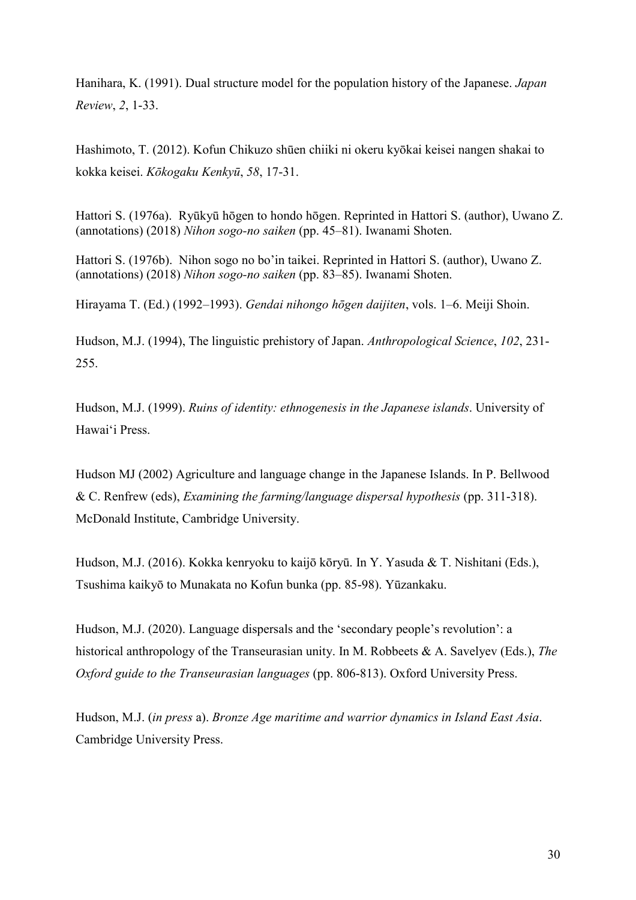Hanihara, K. (1991). Dual structure model for the population history of the Japanese. *Japan Review*, *2*, 1-33.

Hashimoto, T. (2012). Kofun Chikuzo shūen chiiki ni okeru kyōkai keisei nangen shakai to kokka keisei. *Kōkogaku Kenkyū*, *58*, 17-31.

Hattori S. (1976a). Ryūkyū hōgen to hondo hōgen. Reprinted in Hattori S. (author), Uwano Z. (annotations) (2018) *Nihon sogo-no saiken* (pp. 45–81). Iwanami Shoten.

Hattori S. (1976b). Nihon sogo no bo'in taikei. Reprinted in Hattori S. (author), Uwano Z. (annotations) (2018) *Nihon sogo-no saiken* (pp. 83–85). Iwanami Shoten.

Hirayama T. (Ed.) (1992–1993). *Gendai nihongo hōgen daijiten*, vols. 1–6. Meiji Shoin.

Hudson, M.J. (1994), The linguistic prehistory of Japan. *Anthropological Science*, *102*, 231-255.

Hudson, M.J. (1999). *Ruins of identity: ethnogenesis in the Japanese islands*. University of Hawai'i Press.

Hudson MJ (2002) Agriculture and language change in the Japanese Islands. In P. Bellwood & C. Renfrew (eds), *Examining the farming/language dispersal hypothesis* (pp. 311-318). McDonald Institute, Cambridge University.

Hudson, M.J. (2016). Kokka kenryoku to kaijō kōryū. In Y. Yasuda & T. Nishitani (Eds.), Tsushima kaikyō to Munakata no Kofun bunka (pp. 85-98). Yūzankaku.

Hudson, M.J. (2020). Language dispersals and the 'secondary people's revolution': a historical anthropology of the Transeurasian unity. In M. Robbeets & A. Savelyev (Eds.), *The Oxford guide to the Transeurasian languages* (pp. 806-813). Oxford University Press.

Hudson, M.J. (*in press* a). *Bronze Age maritime and warrior dynamics in Island East Asia*. Cambridge University Press.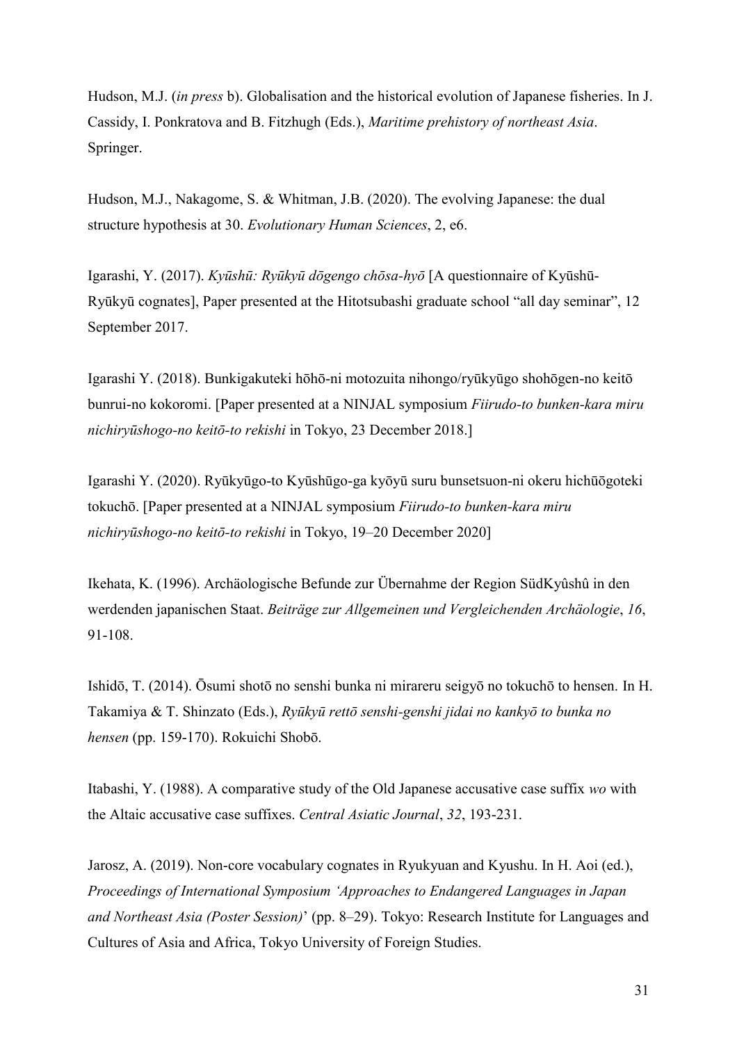Hudson, M.J. (*in press* b). Globalisation and the historical evolution of Japanese fisheries. In J. Cassidy, I. Ponkratova and B. Fitzhugh (Eds.), *Maritime prehistory of northeast Asia*. Springer.

Hudson, M.J., Nakagome, S. & Whitman, J.B. (2020). The evolving Japanese: the dual structure hypothesis at 30. *Evolutionary Human Sciences*, 2, e6.

Igarashi, Y. (2017). *Kyūshū: Ryūkyū dōgengo chōsa-hyō* [A questionnaire of Kyūshū-Ryūkyū cognates], Paper presented at the Hitotsubashi graduate school "all day seminar", 12 September 2017.

Igarashi Y. (2018). Bunkigakuteki hōhō-ni motozuita nihongo/ryūkyūgo shohōgen-no keitō bunrui-no kokoromi. [Paper presented at a NINJAL symposium *Fiirudo-to bunken-kara miru nichiryūshogo-no keitō-to rekishi* in Tokyo, 23 December 2018.]

Igarashi Y. (2020). Ryūkyūgo-to Kyūshūgo-ga kyōyū suru bunsetsuon-ni okeru hichūōgoteki tokuchō. [Paper presented at a NINJAL symposium *Fiirudo-to bunken-kara miru nichiryūshogo-no keitō-to rekishi* in Tokyo, 19–20 December 2020]

Ikehata, K. (1996). Archäologische Befunde zur Übernahme der Region SüdKyûshû in den werdenden japanischen Staat. *Beiträge zur Allgemeinen und Vergleichenden Archäologie*, *16*, 91-108.

Ishidō, T. (2014). Ōsumi shotō no senshi bunka ni mirareru seigyō no tokuchō to hensen. In H. Takamiya & T. Shinzato (Eds.), *Ryūkyū rettō senshi-genshi jidai no kankyō to bunka no hensen* (pp. 159-170). Rokuichi Shobō.

Itabashi, Y. (1988). A comparative study of the Old Japanese accusative case suffix *wo* with the Altaic accusative case suffixes. *Central Asiatic Journal*, *32*, 193-231.

Jarosz, A. (2019). Non-core vocabulary cognates in Ryukyuan and Kyushu. In H. Aoi (ed.), *Proceedings of International Symposium 'Approaches to Endangered Languages in Japan and Northeast Asia (Poster Session)*' (pp. 8–29). Tokyo: Research Institute for Languages and Cultures of Asia and Africa, Tokyo University of Foreign Studies.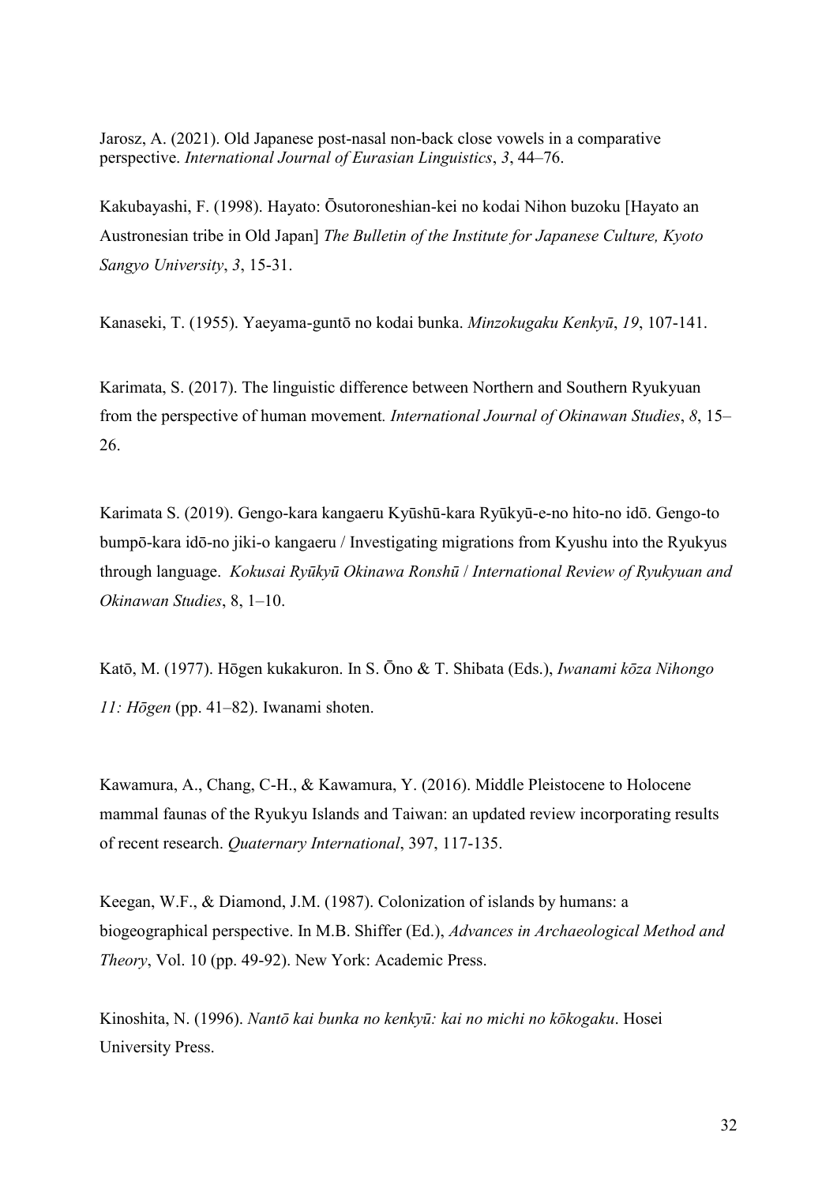Jarosz, A. (2021). Old Japanese post-nasal non-back close vowels in a comparative perspective. *International Journal of Eurasian Linguistics*, *3*, 44–76.

Kakubayashi, F. (1998). Hayato: Ōsutoroneshian-kei no kodai Nihon buzoku [Hayato an Austronesian tribe in Old Japan] *The Bulletin of the Institute for Japanese Culture, Kyoto Sangyo University*, *3*, 15-31.

Kanaseki, T. (1955). Yaeyama-guntō no kodai bunka. *Minzokugaku Kenkyū*, *19*, 107-141.

Karimata, S. (2017). The linguistic difference between Northern and Southern Ryukyuan from the perspective of human movement*. International Journal of Okinawan Studies*, *8*, 15–26.

Karimata S. (2019). Gengo-kara kangaeru Kyūshū-kara Ryūkyū-e-no hito-no idō. Gengo-to bumpō-kara idō-no jiki-o kangaeru / Investigating migrations from Kyushu into the Ryukyus through language. *Kokusai Ryūkyū Okinawa Ronshū* / *International Review of Ryukyuan and Okinawan Studies*, 8, 1–10.

Katō, M. (1977). Hōgen kukakuron. In S. Ōno & T. Shibata (Eds.), *Iwanami kōza Nihongo 11: Hōgen* (pp. 41–82). Iwanami shoten.

Kawamura, A., Chang, C-H., & Kawamura, Y. (2016). Middle Pleistocene to Holocene mammal faunas of the Ryukyu Islands and Taiwan: an updated review incorporating results of recent research. *Quaternary International*, 397, 117-135.

Keegan, W.F., & Diamond, J.M. (1987). Colonization of islands by humans: a biogeographical perspective. In M.B. Shiffer (Ed.), *Advances in Archaeological Method and Theory*, Vol. 10 (pp. 49-92). New York: Academic Press.

Kinoshita, N. (1996). *Nantō kai bunka no kenkyū: kai no michi no kōkogaku*. Hosei University Press.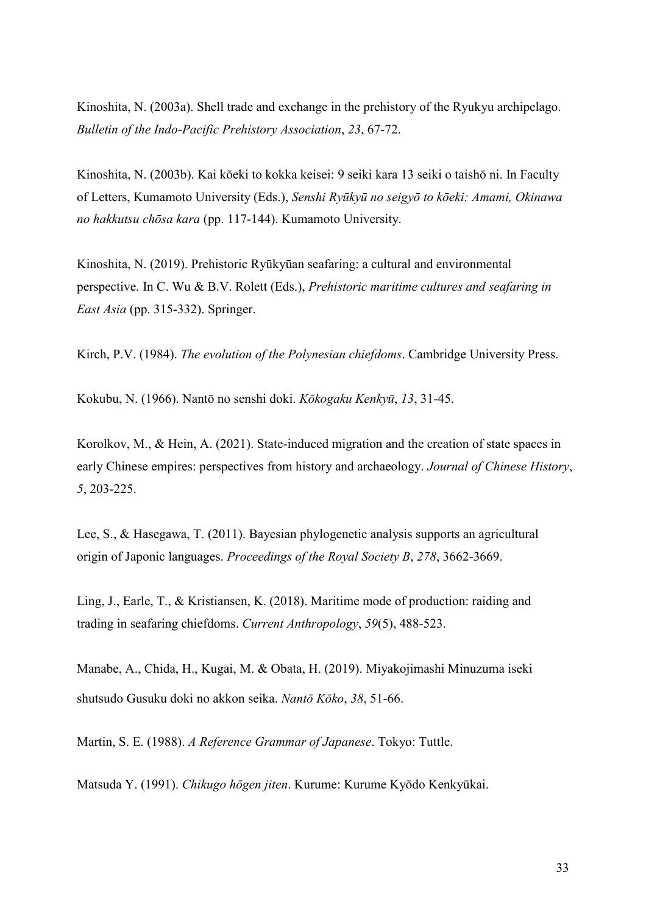Kinoshita, N. (2003a). Shell trade and exchange in the prehistory of the Ryukyu archipelago. *Bulletin of the Indo-Pacific Prehistory Association*, *23*, 67-72.

Kinoshita, N. (2003b). Kai kōeki to kokka keisei: 9 seiki kara 13 seiki o taishō ni. In Faculty of Letters, Kumamoto University (Eds.), *Senshi Ryūkyū no seigyō to kōeki: Amami, Okinawa no hakkutsu chōsa kara* (pp. 117-144). Kumamoto University.

Kinoshita, N. (2019). Prehistoric Ryūkyūan seafaring: a cultural and environmental perspective. In C. Wu & B.V. Rolett (Eds.), *Prehistoric maritime cultures and seafaring in East Asia* (pp. 315-332). Springer.

Kirch, P.V. (1984). *The evolution of the Polynesian chiefdoms*. Cambridge University Press.

Kokubu, N. (1966). Nantō no senshi doki. *Kōkogaku Kenkyū*, *13*, 31-45.

Korolkov, M., & Hein, A. (2021). State-induced migration and the creation of state spaces in early Chinese empires: perspectives from history and archaeology. *Journal of Chinese History*, *5*, 203-225.

Lee, S., & Hasegawa, T. (2011). Bayesian phylogenetic analysis supports an agricultural origin of Japonic languages. *Proceedings of the Royal Society B*, *278*, 3662-3669.

Ling, J., Earle, T., & Kristiansen, K. (2018). Maritime mode of production: raiding and trading in seafaring chiefdoms. *Current Anthropology*, *59*(5), 488-523.

Manabe, A., Chida, H., Kugai, M. & Obata, H. (2019). Miyakojimashi Minuzuma iseki shutsudo Gusuku doki no akkon seika. *Nantō Kōko*, *38*, 51-66.

Martin, S. E. (1988). *A Reference Grammar of Japanese*. Tokyo: Tuttle.

Matsuda Y. (1991). *Chikugo hōgen jiten*. Kurume: Kurume Kyōdo Kenkyūkai.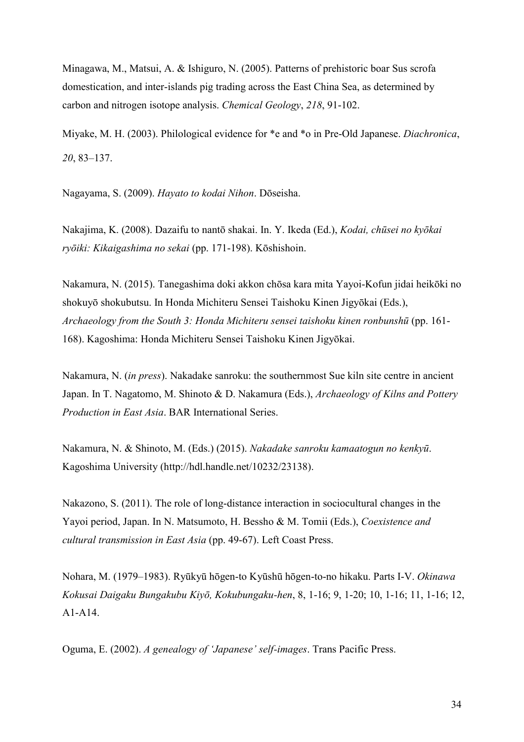Minagawa, M., Matsui, A. & Ishiguro, N. (2005). Patterns of prehistoric boar Sus scrofa domestication, and inter-islands pig trading across the East China Sea, as determined by carbon and nitrogen isotope analysis. *Chemical Geology*, *218*, 91-102.

Miyake, M. H. (2003). Philological evidence for *e and *o in Pre-Old Japanese. *Diachronica*, *20*, 83–137.

Nagayama, S. (2009). *Hayato to kodai Nihon*. Dōseisha.

Nakajima, K. (2008). Dazaifu to nantō shakai. In. Y. Ikeda (Ed.), *Kodai, chūsei no kyōkai ryōiki: Kikaigashima no sekai* (pp. 171-198). Kōshishoin.

Nakamura, N. (2015). Tanegashima doki akkon chōsa kara mita Yayoi-Kofun jidai heikōki no shokuyō shokubutsu. In Honda Michiteru Sensei Taishoku Kinen Jigyōkai (Eds.), *Archaeology from the South 3: Honda Michiteru sensei taishoku kinen ronbunshū* (pp. 161-168). Kagoshima: Honda Michiteru Sensei Taishoku Kinen Jigyōkai.

Nakamura, N. (*in press*). Nakadake sanroku: the southernmost Sue kiln site centre in ancient Japan. In T. Nagatomo, M. Shinoto & D. Nakamura (Eds.), *Archaeology of Kilns and Pottery Production in East Asia*. BAR International Series.

Nakamura, N. & Shinoto, M. (Eds.) (2015). *Nakadake sanroku kamaatogun no kenkyū*. Kagoshima University (http://hdl.handle.net/10232/23138).

Nakazono, S. (2011). The role of long-distance interaction in sociocultural changes in the Yayoi period, Japan. In N. Matsumoto, H. Bessho & M. Tomii (Eds.), *Coexistence and cultural transmission in East Asia* (pp. 49-67). Left Coast Press.

Nohara, M. (1979–1983). Ryūkyū hōgen-to Kyūshū hōgen-to-no hikaku. Parts I-V. *Okinawa Kokusai Daigaku Bungakubu Kiyō, Kokubungaku-hen*, 8, 1-16; 9, 1-20; 10, 1-16; 11, 1-16; 12, A1-A14.

Oguma, E. (2002). *A genealogy of 'Japanese' self-images*. Trans Pacific Press.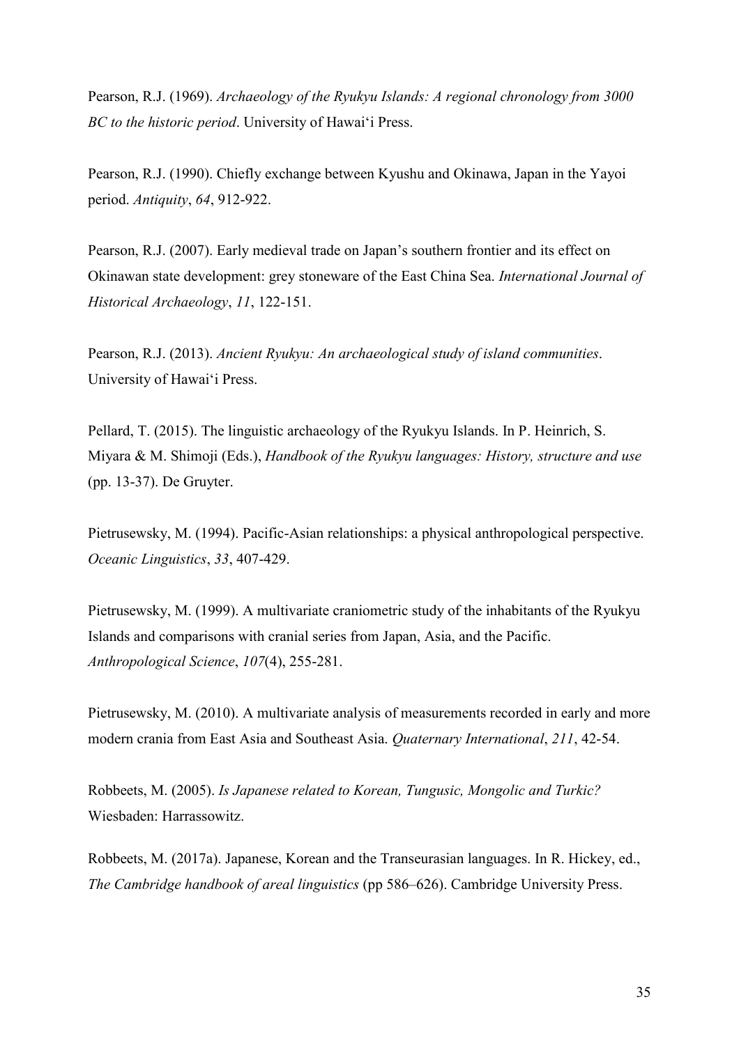Pearson, R.J. (1969). *Archaeology of the Ryukyu Islands: A regional chronology from 3000 BC to the historic period*. University of Hawai'i Press.

Pearson, R.J. (1990). Chiefly exchange between Kyushu and Okinawa, Japan in the Yayoi period. *Antiquity*, *64*, 912-922.

Pearson, R.J. (2007). Early medieval trade on Japan's southern frontier and its effect on Okinawan state development: grey stoneware of the East China Sea. *International Journal of Historical Archaeology*, *11*, 122-151.

Pearson, R.J. (2013). *Ancient Ryukyu: An archaeological study of island communities*. University of Hawai'i Press.

Pellard, T. (2015). The linguistic archaeology of the Ryukyu Islands. In P. Heinrich, S. Miyara & M. Shimoji (Eds.), *Handbook of the Ryukyu languages: History, structure and use* (pp. 13-37). De Gruyter.

Pietrusewsky, M. (1994). Pacific-Asian relationships: a physical anthropological perspective. *Oceanic Linguistics*, *33*, 407-429.

Pietrusewsky, M. (1999). A multivariate craniometric study of the inhabitants of the Ryukyu Islands and comparisons with cranial series from Japan, Asia, and the Pacific. *Anthropological Science*, *107*(4), 255-281.

Pietrusewsky, M. (2010). A multivariate analysis of measurements recorded in early and more modern crania from East Asia and Southeast Asia. *Quaternary International*, *211*, 42-54.

Robbeets, M. (2005). *Is Japanese related to Korean, Tungusic, Mongolic and Turkic?* Wiesbaden: Harrassowitz.

Robbeets, M. (2017a). Japanese, Korean and the Transeurasian languages. In R. Hickey, ed., *The Cambridge handbook of areal linguistics* (pp 586–626). Cambridge University Press.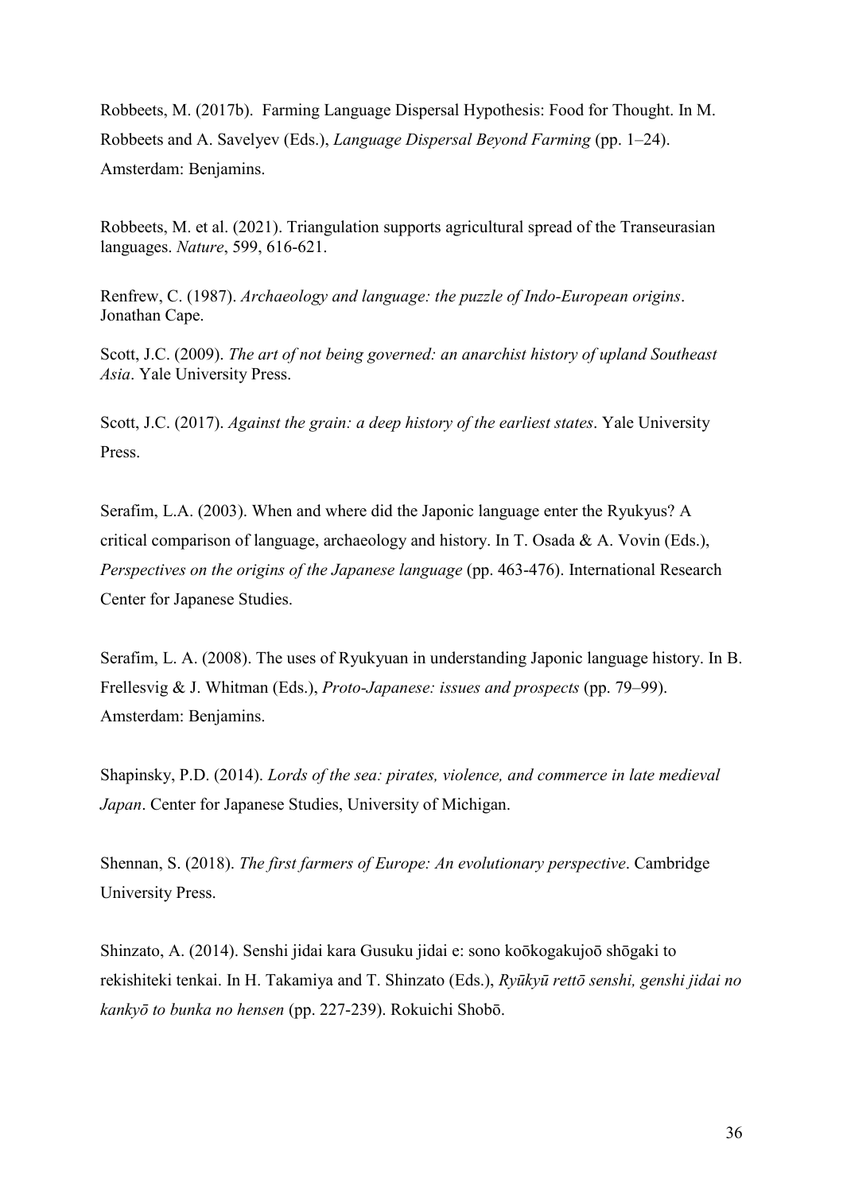Robbeets, M. (2017b). Farming Language Dispersal Hypothesis: Food for Thought. In M. Robbeets and A. Savelyev (Eds.), *Language Dispersal Beyond Farming* (pp. 1–24). Amsterdam: Benjamins.

Robbeets, M. et al. (2021). Triangulation supports agricultural spread of the Transeurasian languages. *Nature*, 599, 616-621.

Renfrew, C. (1987). *Archaeology and language: the puzzle of Indo-European origins*. Jonathan Cape.

Scott, J.C. (2009). *The art of not being governed: an anarchist history of upland Southeast Asia*. Yale University Press.

Scott, J.C. (2017). *Against the grain: a deep history of the earliest states*. Yale University Press.

Serafim, L.A. (2003). When and where did the Japonic language enter the Ryukyus? A critical comparison of language, archaeology and history. In T. Osada & A. Vovin (Eds.), *Perspectives on the origins of the Japanese language* (pp. 463-476). International Research Center for Japanese Studies.

Serafim, L. A. (2008). The uses of Ryukyuan in understanding Japonic language history. In B. Frellesvig & J. Whitman (Eds.), *Proto-Japanese: issues and prospects* (pp. 79–99). Amsterdam: Benjamins.

Shapinsky, P.D. (2014). *Lords of the sea: pirates, violence, and commerce in late medieval Japan*. Center for Japanese Studies, University of Michigan.

Shennan, S. (2018). *The first farmers of Europe: An evolutionary perspective*. Cambridge University Press.

Shinzato, A. (2014). Senshi jidai kara Gusuku jidai e: sono koōkogakujoō shōgaki to rekishiteki tenkai. In H. Takamiya and T. Shinzato (Eds.), *Ryūkyū rettō senshi, genshi jidai no kankyō to bunka no hensen* (pp. 227-239). Rokuichi Shobō.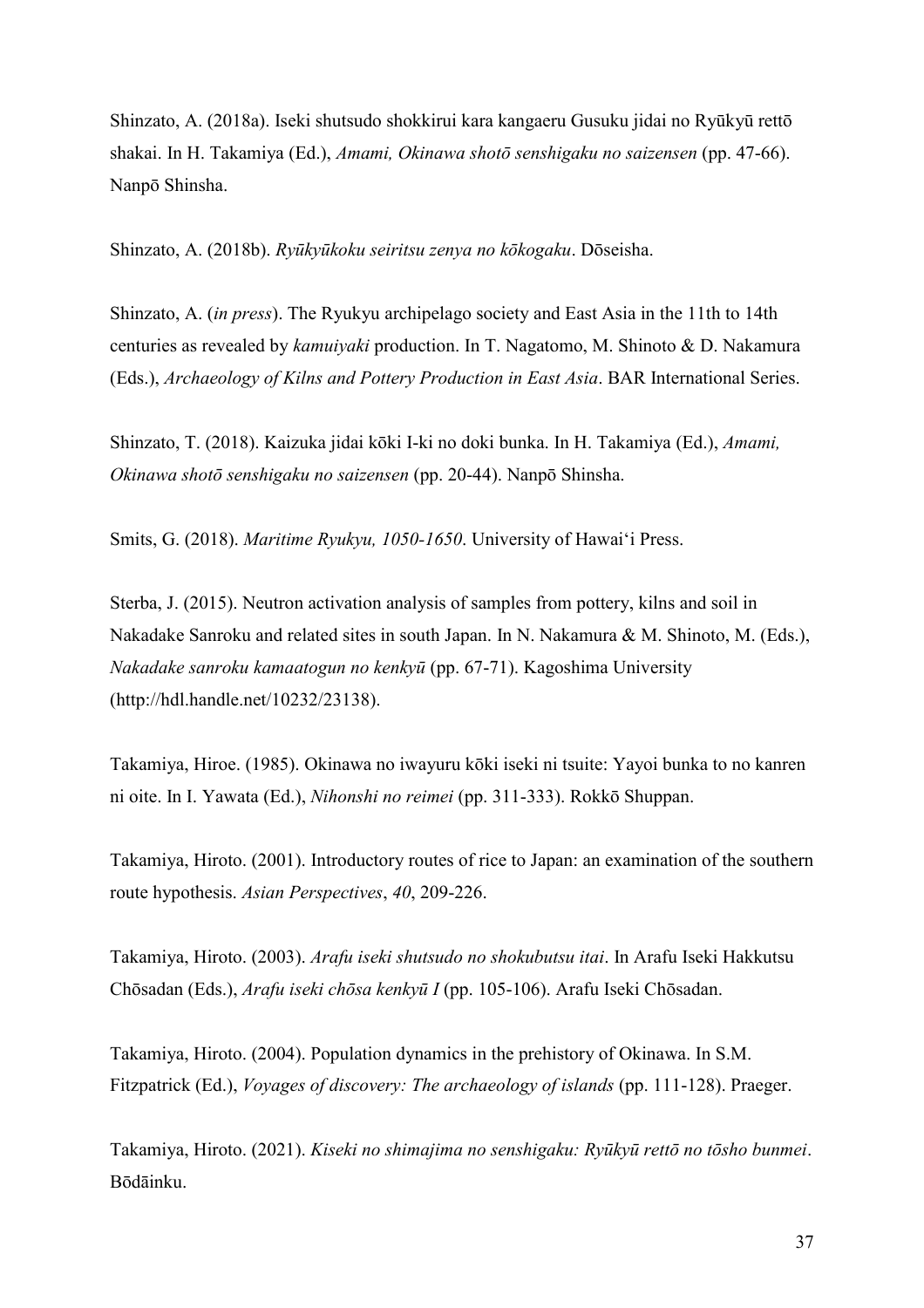Shinzato, A. (2018a). Iseki shutsudo shokkirui kara kangaeru Gusuku jidai no Ryūkyū rettō shakai. In H. Takamiya (Ed.), *Amami, Okinawa shotō senshigaku no saizensen* (pp. 47-66). Nanpō Shinsha.

Shinzato, A. (2018b). *Ryūkyūkoku seiritsu zenya no kōkogaku*. Dōseisha.

Shinzato, A. (*in press*). The Ryukyu archipelago society and East Asia in the 11th to 14th centuries as revealed by *kamuiyaki* production. In T. Nagatomo, M. Shinoto & D. Nakamura (Eds.), *Archaeology of Kilns and Pottery Production in East Asia*. BAR International Series.

Shinzato, T. (2018). Kaizuka jidai kōki I-ki no doki bunka. In H. Takamiya (Ed.), *Amami, Okinawa shotō senshigaku no saizensen* (pp. 20-44). Nanpō Shinsha.

Smits, G. (2018). *Maritime Ryukyu, 1050-1650*. University of Hawai'i Press.

Sterba, J. (2015). Neutron activation analysis of samples from pottery, kilns and soil in Nakadake Sanroku and related sites in south Japan. In N. Nakamura & M. Shinoto, M. (Eds.), *Nakadake sanroku kamaatogun no kenkyū* (pp. 67-71). Kagoshima University (http://hdl.handle.net/10232/23138).

Takamiya, Hiroe. (1985). Okinawa no iwayuru kōki iseki ni tsuite: Yayoi bunka to no kanren ni oite. In I. Yawata (Ed.), *Nihonshi no reimei* (pp. 311-333). Rokkō Shuppan.

Takamiya, Hiroto. (2001). Introductory routes of rice to Japan: an examination of the southern route hypothesis. *Asian Perspectives*, *40*, 209-226.

Takamiya, Hiroto. (2003). *Arafu iseki shutsudo no shokubutsu itai*. In Arafu Iseki Hakkutsu Chōsadan (Eds.), *Arafu iseki chōsa kenkyū I* (pp. 105-106). Arafu Iseki Chōsadan.

Takamiya, Hiroto. (2004). Population dynamics in the prehistory of Okinawa. In S.M. Fitzpatrick (Ed.), *Voyages of discovery: The archaeology of islands* (pp. 111-128). Praeger.

Takamiya, Hiroto. (2021). *Kiseki no shimajima no senshigaku: Ryūkyū rettō no tōsho bunmei*. Bōdāinku.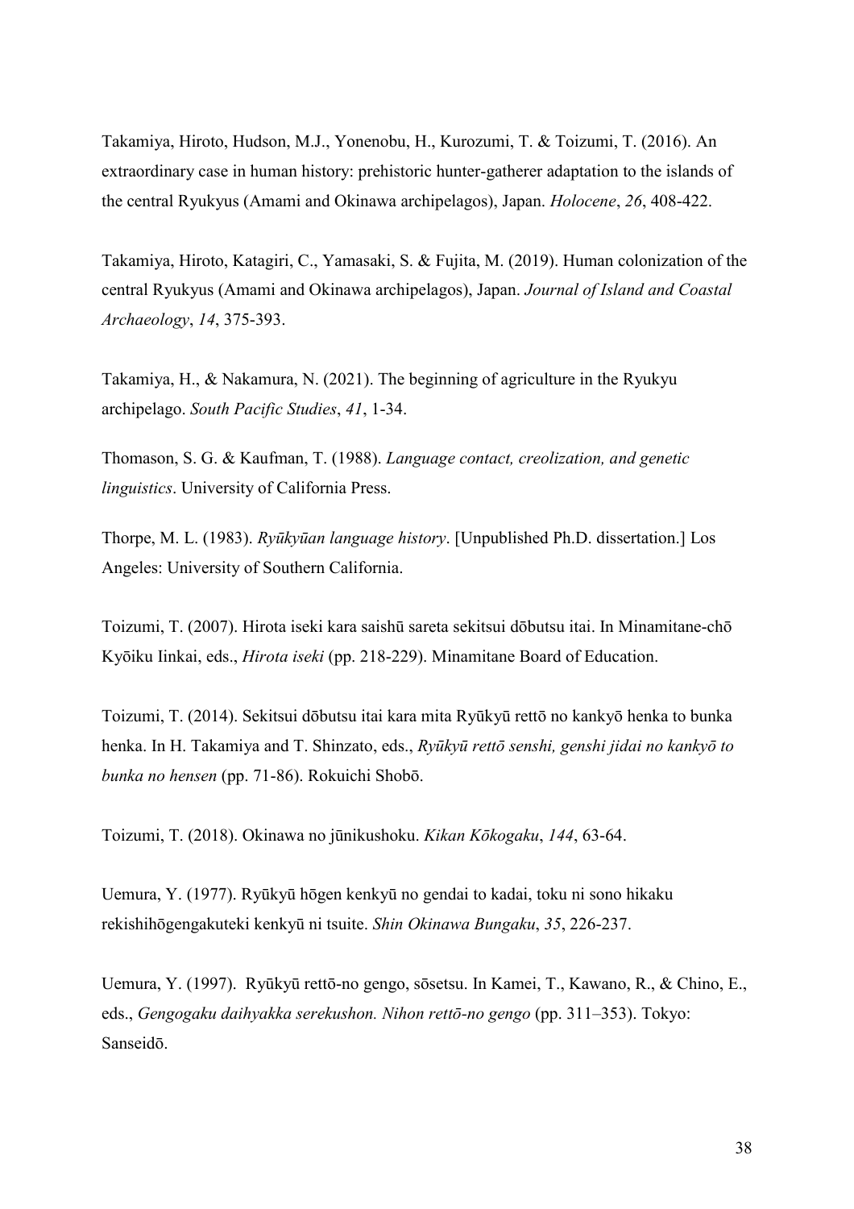Takamiya, Hiroto, Hudson, M.J., Yonenobu, H., Kurozumi, T. & Toizumi, T. (2016). An extraordinary case in human history: prehistoric hunter-gatherer adaptation to the islands of the central Ryukyus (Amami and Okinawa archipelagos), Japan. *Holocene*, *26*, 408-422.

Takamiya, Hiroto, Katagiri, C., Yamasaki, S. & Fujita, M. (2019). Human colonization of the central Ryukyus (Amami and Okinawa archipelagos), Japan. *Journal of Island and Coastal Archaeology*, *14*, 375-393.

Takamiya, H., & Nakamura, N. (2021). The beginning of agriculture in the Ryukyu archipelago. *South Pacific Studies*, *41*, 1-34.

Thomason, S. G. & Kaufman, T. (1988). *Language contact, creolization, and genetic linguistics*. University of California Press.

Thorpe, M. L. (1983). *Ryūkyūan language history*. [Unpublished Ph.D. dissertation.] Los Angeles: University of Southern California.

Toizumi, T. (2007). Hirota iseki kara saishū sareta sekitsui dōbutsu itai. In Minamitane-chō Kyōiku Iinkai, eds., *Hirota iseki* (pp. 218-229). Minamitane Board of Education.

Toizumi, T. (2014). Sekitsui dōbutsu itai kara mita Ryūkyū rettō no kankyō henka to bunka henka. In H. Takamiya and T. Shinzato, eds., *Ryūkyū rettō senshi, genshi jidai no kankyō to bunka no hensen* (pp. 71-86). Rokuichi Shobō.

Toizumi, T. (2018). Okinawa no jūnikushoku. *Kikan Kōkogaku*, *144*, 63-64.

Uemura, Y. (1977). Ryūkyū hōgen kenkyū no gendai to kadai, toku ni sono hikaku rekishihōgengakuteki kenkyū ni tsuite. *Shin Okinawa Bungaku*, *35*, 226-237.

Uemura, Y. (1997). Ryūkyū rettō-no gengo, sōsetsu. In Kamei, T., Kawano, R., & Chino, E., eds., *Gengogaku daihyakka serekushon. Nihon rettō-no gengo* (pp. 311–353). Tokyo: Sanseidō.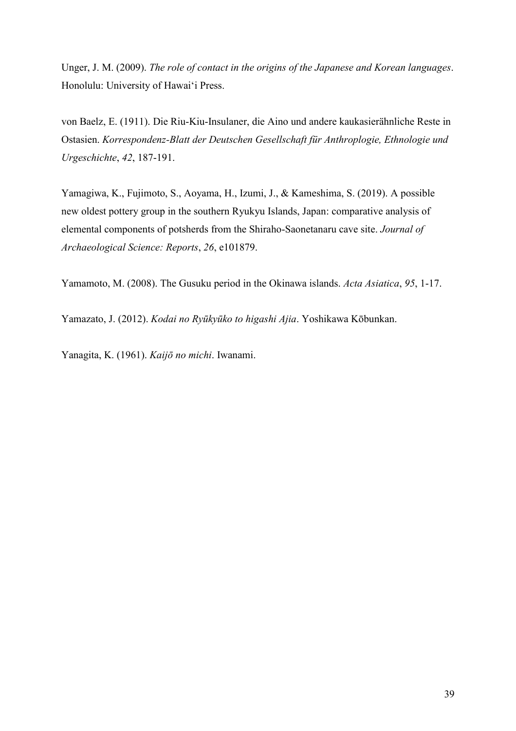Unger, J. M. (2009). *The role of contact in the origins of the Japanese and Korean languages*. Honolulu: University of Hawai'i Press.

von Baelz, E. (1911). Die Riu-Kiu-Insulaner, die Aino und andere kaukasierähnliche Reste in Ostasien. *Korrespondenz-Blatt der Deutschen Gesellschaft für Anthroplogie, Ethnologie und Urgeschichte*, *42*, 187-191.

Yamagiwa, K., Fujimoto, S., Aoyama, H., Izumi, J., & Kameshima, S. (2019). A possible new oldest pottery group in the southern Ryukyu Islands, Japan: comparative analysis of elemental components of potsherds from the Shiraho-Saonetanaru cave site. *Journal of Archaeological Science: Reports*, *26*, e101879.

Yamamoto, M. (2008). The Gusuku period in the Okinawa islands. *Acta Asiatica*, *95*, 1-17.

Yamazato, J. (2012). *Kodai no Ryūkyūko to higashi Ajia*. Yoshikawa Kōbunkan.

Yanagita, K. (1961). *Kaijō no michi*. Iwanami.